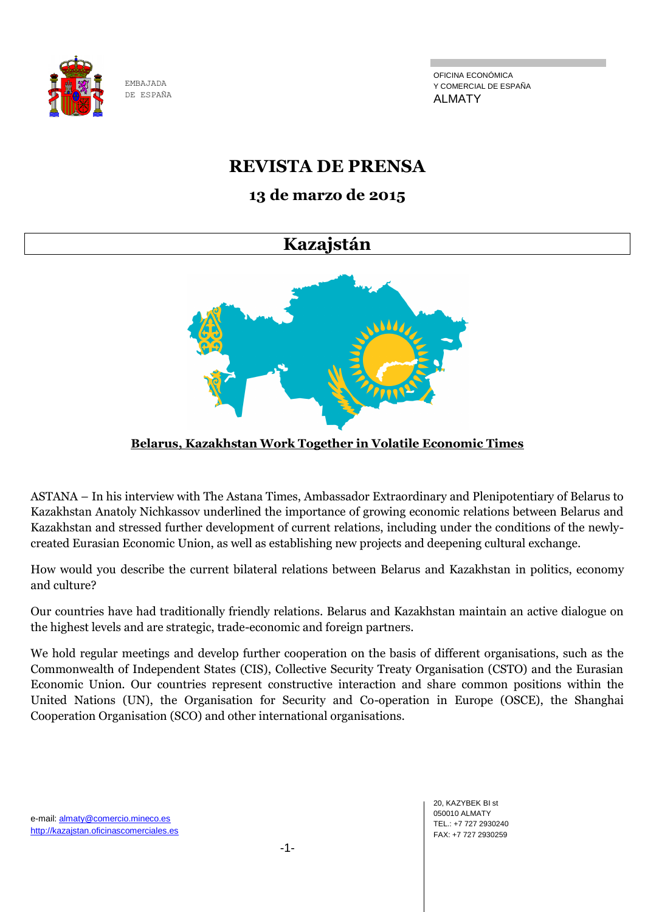EMBAJADA
DE ESPAÑA

OFICINA ECONÓMICA
Y COMERCIAL DE ESPAÑA
ALMATY

# REVISTA DE PRENSA

## 13 de marzo de 2015

# Kazajstán

**Belarus, Kazakhstan Work Together in Volatile Economic Times**

ASTANA – In his interview with The Astana Times, Ambassador Extraordinary and Plenipotentiary of Belarus to Kazakhstan Anatoly Nichkassov underlined the importance of growing economic relations between Belarus and Kazakhstan and stressed further development of current relations, including under the conditions of the newly-created Eurasian Economic Union, as well as establishing new projects and deepening cultural exchange.

How would you describe the current bilateral relations between Belarus and Kazakhstan in politics, economy and culture?

Our countries have had traditionally friendly relations. Belarus and Kazakhstan maintain an active dialogue on the highest levels and are strategic, trade-economic and foreign partners.

We hold regular meetings and develop further cooperation on the basis of different organisations, such as the Commonwealth of Independent States (CIS), Collective Security Treaty Organisation (CSTO) and the Eurasian Economic Union. Our countries represent constructive interaction and share common positions within the United Nations (UN), the Organisation for Security and Co-operation in Europe (OSCE), the Shanghai Cooperation Organisation (SCO) and other international organisations.

e-mail: almaty@comercio.mineco.es
http://kazajstan.oficinascomerciales.es

20, KAZYBEK BI st
050010 ALMATY
TEL.: +7 727 2930240
FAX: +7 727 2930259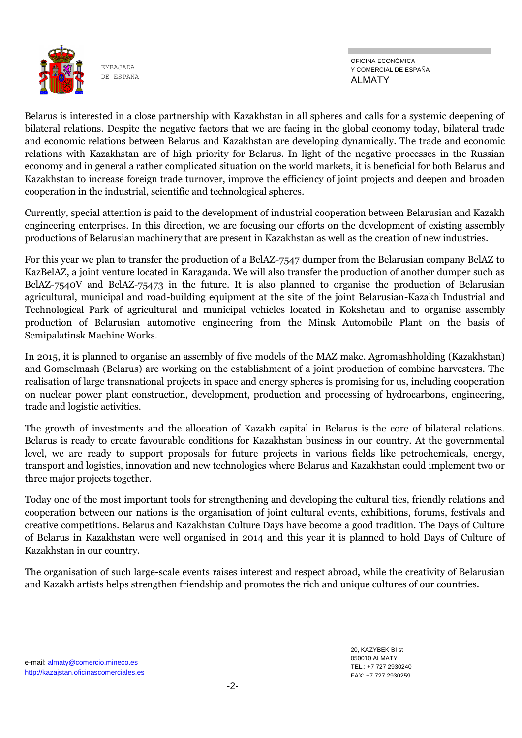Belarus is interested in a close partnership with Kazakhstan in all spheres and calls for a systemic deepening of bilateral relations. Despite the negative factors that we are facing in the global economy today, bilateral trade and economic relations between Belarus and Kazakhstan are developing dynamically. The trade and economic relations with Kazakhstan are of high priority for Belarus. In light of the negative processes in the Russian economy and in general a rather complicated situation on the world markets, it is beneficial for both Belarus and Kazakhstan to increase foreign trade turnover, improve the efficiency of joint projects and deepen and broaden cooperation in the industrial, scientific and technological spheres.

Currently, special attention is paid to the development of industrial cooperation between Belarusian and Kazakh engineering enterprises. In this direction, we are focusing our efforts on the development of existing assembly productions of Belarusian machinery that are present in Kazakhstan as well as the creation of new industries.

For this year we plan to transfer the production of a BelAZ-7547 dumper from the Belarusian company BelAZ to KazBelAZ, a joint venture located in Karaganda. We will also transfer the production of another dumper such as BelAZ-7540V and BelAZ-75473 in the future. It is also planned to organise the production of Belarusian agricultural, municipal and road-building equipment at the site of the joint Belarusian-Kazakh Industrial and Technological Park of agricultural and municipal vehicles located in Kokshetau and to organise assembly production of Belarusian automotive engineering from the Minsk Automobile Plant on the basis of Semipalatinsk Machine Works.

In 2015, it is planned to organise an assembly of five models of the MAZ make. Agromashholding (Kazakhstan) and Gomselmash (Belarus) are working on the establishment of a joint production of combine harvesters. The realisation of large transnational projects in space and energy spheres is promising for us, including cooperation on nuclear power plant construction, development, production and processing of hydrocarbons, engineering, trade and logistic activities.

The growth of investments and the allocation of Kazakh capital in Belarus is the core of bilateral relations. Belarus is ready to create favourable conditions for Kazakhstan business in our country. At the governmental level, we are ready to support proposals for future projects in various fields like petrochemicals, energy, transport and logistics, innovation and new technologies where Belarus and Kazakhstan could implement two or three major projects together.

Today one of the most important tools for strengthening and developing the cultural ties, friendly relations and cooperation between our nations is the organisation of joint cultural events, exhibitions, forums, festivals and creative competitions. Belarus and Kazakhstan Culture Days have become a good tradition. The Days of Culture of Belarus in Kazakhstan were well organised in 2014 and this year it is planned to hold Days of Culture of Kazakhstan in our country.

The organisation of such large-scale events raises interest and respect abroad, while the creativity of Belarusian and Kazakh artists helps strengthen friendship and promotes the rich and unique cultures of our countries.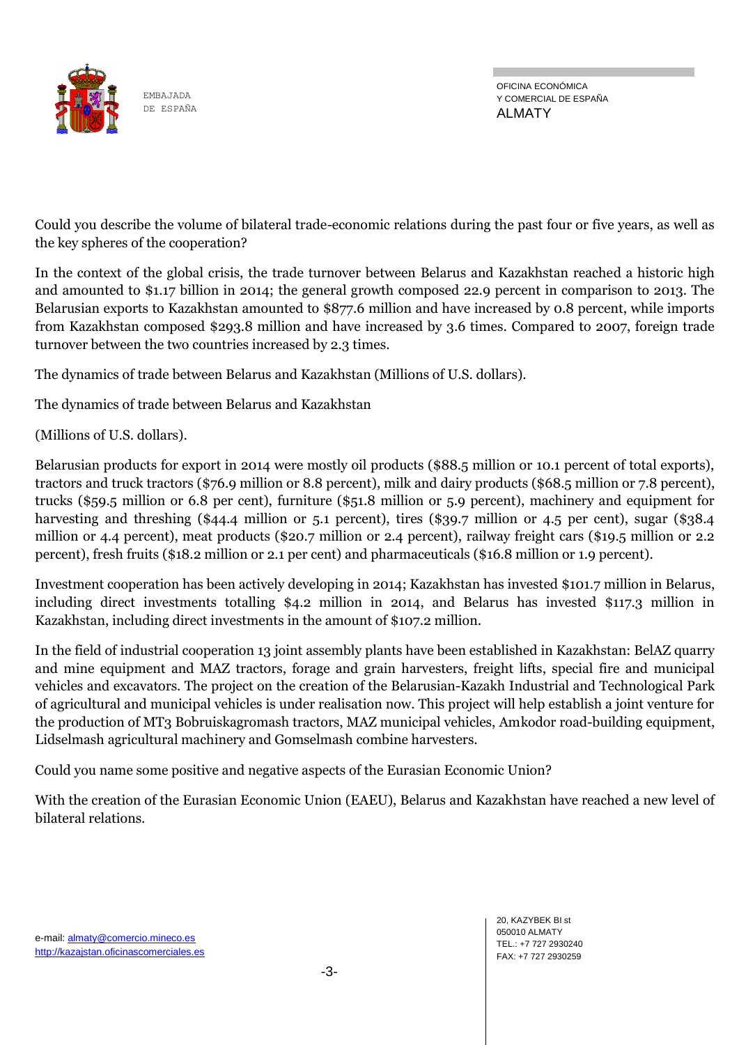Could you describe the volume of bilateral trade-economic relations during the past four or five years, as well as the key spheres of the cooperation?

In the context of the global crisis, the trade turnover between Belarus and Kazakhstan reached a historic high and amounted to $1.17 billion in 2014; the general growth composed 22.9 percent in comparison to 2013. The Belarusian exports to Kazakhstan amounted to $877.6 million and have increased by 0.8 percent, while imports from Kazakhstan composed $293.8 million and have increased by 3.6 times. Compared to 2007, foreign trade turnover between the two countries increased by 2.3 times.

The dynamics of trade between Belarus and Kazakhstan (Millions of U.S. dollars).

The dynamics of trade between Belarus and Kazakhstan

(Millions of U.S. dollars).

Belarusian products for export in 2014 were mostly oil products ($88.5 million or 10.1 percent of total exports), tractors and truck tractors ($76.9 million or 8.8 percent), milk and dairy products ($68.5 million or 7.8 percent), trucks ($59.5 million or 6.8 per cent), furniture ($51.8 million or 5.9 percent), machinery and equipment for harvesting and threshing ($44.4 million or 5.1 percent), tires ($39.7 million or 4.5 per cent), sugar ($38.4 million or 4.4 percent), meat products ($20.7 million or 2.4 percent), railway freight cars ($19.5 million or 2.2 percent), fresh fruits ($18.2 million or 2.1 per cent) and pharmaceuticals ($16.8 million or 1.9 percent).

Investment cooperation has been actively developing in 2014; Kazakhstan has invested $101.7 million in Belarus, including direct investments totalling $4.2 million in 2014, and Belarus has invested $117.3 million in Kazakhstan, including direct investments in the amount of $107.2 million.

In the field of industrial cooperation 13 joint assembly plants have been established in Kazakhstan: BelAZ quarry and mine equipment and MAZ tractors, forage and grain harvesters, freight lifts, special fire and municipal vehicles and excavators. The project on the creation of the Belarusian-Kazakh Industrial and Technological Park of agricultural and municipal vehicles is under realisation now. This project will help establish a joint venture for the production of MT3 Bobruiskagromash tractors, MAZ municipal vehicles, Amkodor road-building equipment, Lidselmash agricultural machinery and Gomselmash combine harvesters.

Could you name some positive and negative aspects of the Eurasian Economic Union?

With the creation of the Eurasian Economic Union (EAEU), Belarus and Kazakhstan have reached a new level of bilateral relations.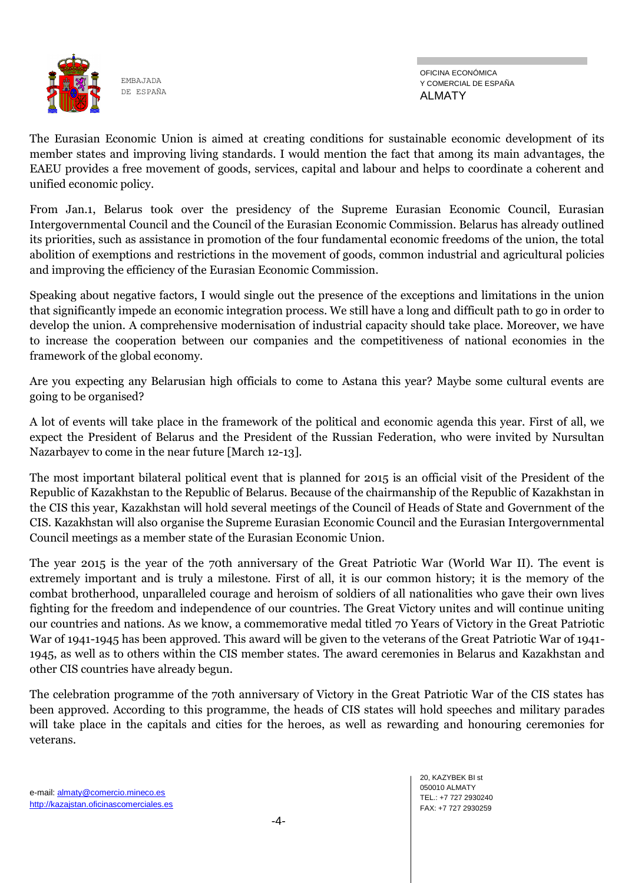The Eurasian Economic Union is aimed at creating conditions for sustainable economic development of its member states and improving living standards. I would mention the fact that among its main advantages, the EAEU provides a free movement of goods, services, capital and labour and helps to coordinate a coherent and unified economic policy.

From Jan.1, Belarus took over the presidency of the Supreme Eurasian Economic Council, Eurasian Intergovernmental Council and the Council of the Eurasian Economic Commission. Belarus has already outlined its priorities, such as assistance in promotion of the four fundamental economic freedoms of the union, the total abolition of exemptions and restrictions in the movement of goods, common industrial and agricultural policies and improving the efficiency of the Eurasian Economic Commission.

Speaking about negative factors, I would single out the presence of the exceptions and limitations in the union that significantly impede an economic integration process. We still have a long and difficult path to go in order to develop the union. A comprehensive modernisation of industrial capacity should take place. Moreover, we have to increase the cooperation between our companies and the competitiveness of national economies in the framework of the global economy.

Are you expecting any Belarusian high officials to come to Astana this year? Maybe some cultural events are going to be organised?

A lot of events will take place in the framework of the political and economic agenda this year. First of all, we expect the President of Belarus and the President of the Russian Federation, who were invited by Nursultan Nazarbayev to come in the near future [March 12-13].

The most important bilateral political event that is planned for 2015 is an official visit of the President of the Republic of Kazakhstan to the Republic of Belarus. Because of the chairmanship of the Republic of Kazakhstan in the CIS this year, Kazakhstan will hold several meetings of the Council of Heads of State and Government of the CIS. Kazakhstan will also organise the Supreme Eurasian Economic Council and the Eurasian Intergovernmental Council meetings as a member state of the Eurasian Economic Union.

The year 2015 is the year of the 70th anniversary of the Great Patriotic War (World War II). The event is extremely important and is truly a milestone. First of all, it is our common history; it is the memory of the combat brotherhood, unparalleled courage and heroism of soldiers of all nationalities who gave their own lives fighting for the freedom and independence of our countries. The Great Victory unites and will continue uniting our countries and nations. As we know, a commemorative medal titled 70 Years of Victory in the Great Patriotic War of 1941-1945 has been approved. This award will be given to the veterans of the Great Patriotic War of 1941-1945, as well as to others within the CIS member states. The award ceremonies in Belarus and Kazakhstan and other CIS countries have already begun.

The celebration programme of the 70th anniversary of Victory in the Great Patriotic War of the CIS states has been approved. According to this programme, the heads of CIS states will hold speeches and military parades will take place in the capitals and cities for the heroes, as well as rewarding and honouring ceremonies for veterans.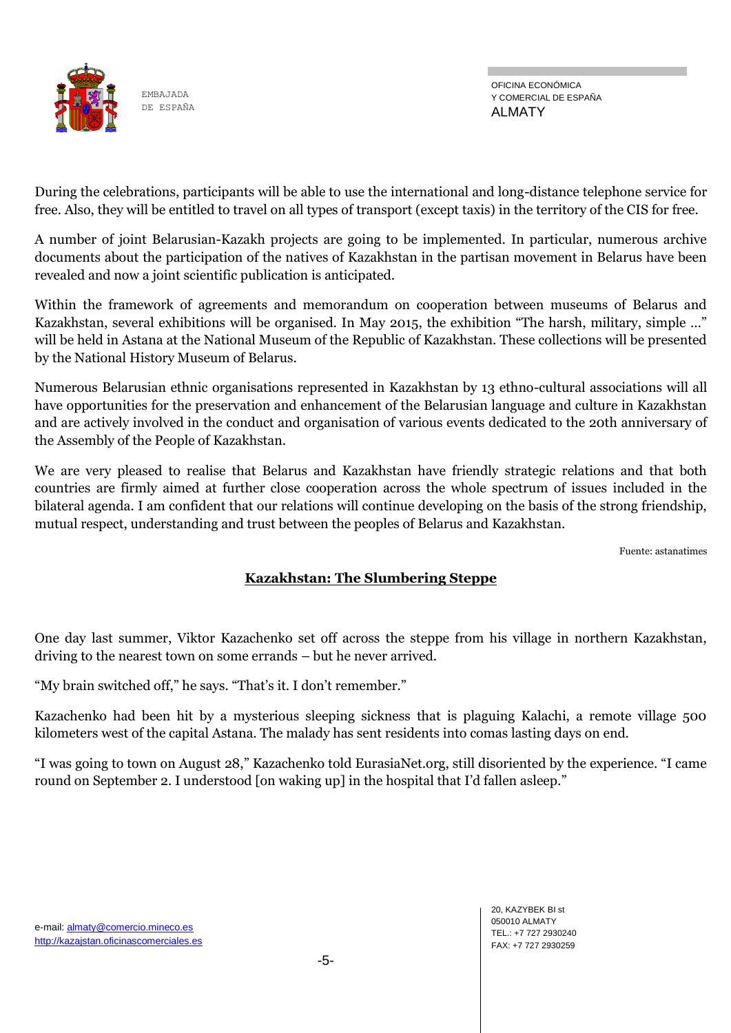During the celebrations, participants will be able to use the international and long-distance telephone service for free. Also, they will be entitled to travel on all types of transport (except taxis) in the territory of the CIS for free.

A number of joint Belarusian-Kazakh projects are going to be implemented. In particular, numerous archive documents about the participation of the natives of Kazakhstan in the partisan movement in Belarus have been revealed and now a joint scientific publication is anticipated.

Within the framework of agreements and memorandum on cooperation between museums of Belarus and Kazakhstan, several exhibitions will be organised. In May 2015, the exhibition "The harsh, military, simple …" will be held in Astana at the National Museum of the Republic of Kazakhstan. These collections will be presented by the National History Museum of Belarus.

Numerous Belarusian ethnic organisations represented in Kazakhstan by 13 ethno-cultural associations will all have opportunities for the preservation and enhancement of the Belarusian language and culture in Kazakhstan and are actively involved in the conduct and organisation of various events dedicated to the 20th anniversary of the Assembly of the People of Kazakhstan.

We are very pleased to realise that Belarus and Kazakhstan have friendly strategic relations and that both countries are firmly aimed at further close cooperation across the whole spectrum of issues included in the bilateral agenda. I am confident that our relations will continue developing on the basis of the strong friendship, mutual respect, understanding and trust between the peoples of Belarus and Kazakhstan.

Fuente: astanatimes

## Kazakhstan: The Slumbering Steppe

One day last summer, Viktor Kazachenko set off across the steppe from his village in northern Kazakhstan, driving to the nearest town on some errands – but he never arrived.

"My brain switched off," he says. "That's it. I don't remember."

Kazachenko had been hit by a mysterious sleeping sickness that is plaguing Kalachi, a remote village 500 kilometers west of the capital Astana. The malady has sent residents into comas lasting days on end.

"I was going to town on August 28," Kazachenko told EurasiaNet.org, still disoriented by the experience. "I came round on September 2. I understood [on waking up] in the hospital that I'd fallen asleep."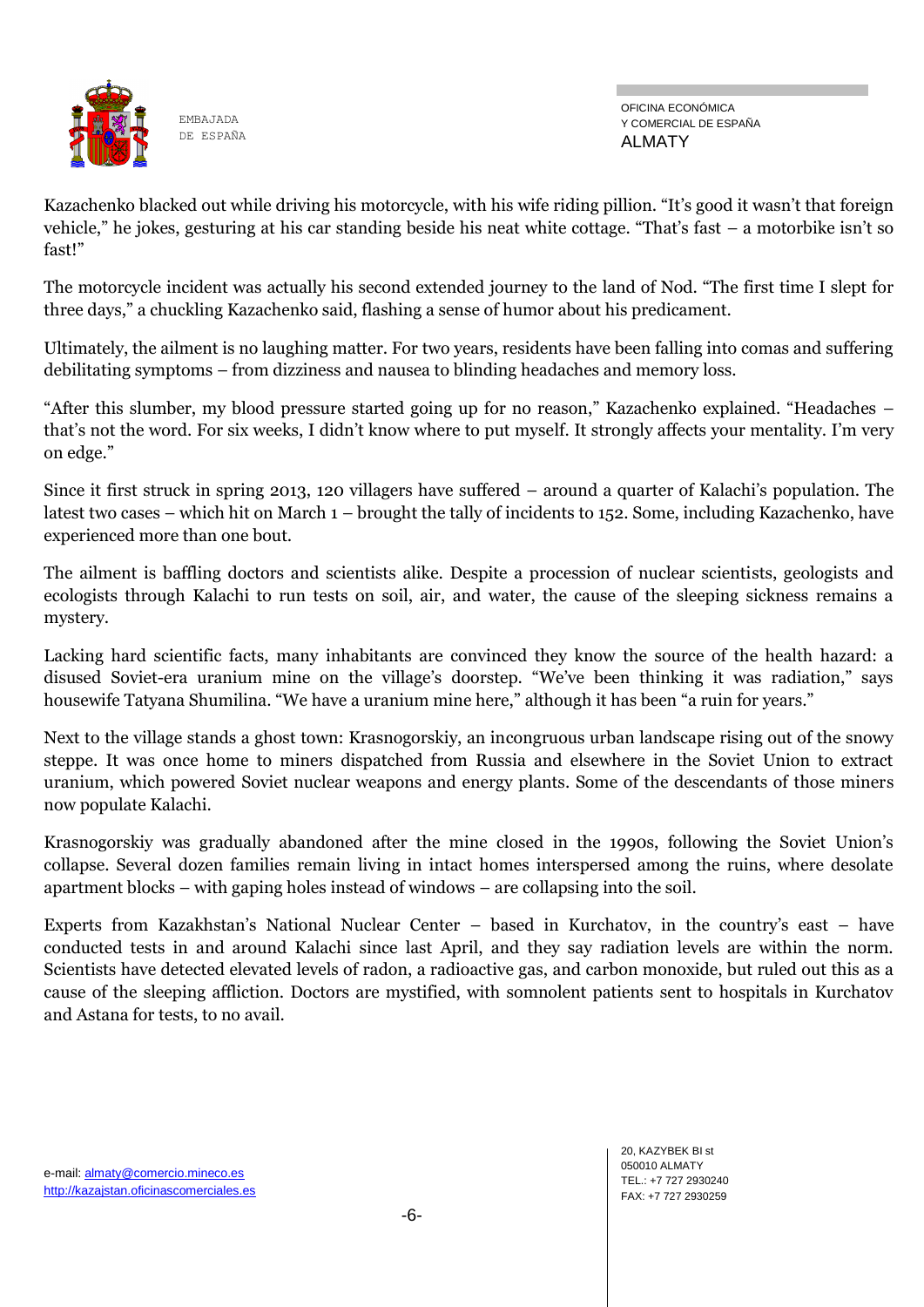Kazachenko blacked out while driving his motorcycle, with his wife riding pillion. "It's good it wasn't that foreign vehicle," he jokes, gesturing at his car standing beside his neat white cottage. "That's fast – a motorbike isn't so fast!"

The motorcycle incident was actually his second extended journey to the land of Nod. "The first time I slept for three days," a chuckling Kazachenko said, flashing a sense of humor about his predicament.

Ultimately, the ailment is no laughing matter. For two years, residents have been falling into comas and suffering debilitating symptoms – from dizziness and nausea to blinding headaches and memory loss.

"After this slumber, my blood pressure started going up for no reason," Kazachenko explained. "Headaches – that's not the word. For six weeks, I didn't know where to put myself. It strongly affects your mentality. I'm very on edge."

Since it first struck in spring 2013, 120 villagers have suffered – around a quarter of Kalachi's population. The latest two cases – which hit on March 1 – brought the tally of incidents to 152. Some, including Kazachenko, have experienced more than one bout.

The ailment is baffling doctors and scientists alike. Despite a procession of nuclear scientists, geologists and ecologists through Kalachi to run tests on soil, air, and water, the cause of the sleeping sickness remains a mystery.

Lacking hard scientific facts, many inhabitants are convinced they know the source of the health hazard: a disused Soviet-era uranium mine on the village's doorstep. "We've been thinking it was radiation," says housewife Tatyana Shumilina. "We have a uranium mine here," although it has been "a ruin for years."

Next to the village stands a ghost town: Krasnogorskiy, an incongruous urban landscape rising out of the snowy steppe. It was once home to miners dispatched from Russia and elsewhere in the Soviet Union to extract uranium, which powered Soviet nuclear weapons and energy plants. Some of the descendants of those miners now populate Kalachi.

Krasnogorskiy was gradually abandoned after the mine closed in the 1990s, following the Soviet Union's collapse. Several dozen families remain living in intact homes interspersed among the ruins, where desolate apartment blocks – with gaping holes instead of windows – are collapsing into the soil.

Experts from Kazakhstan's National Nuclear Center – based in Kurchatov, in the country's east – have conducted tests in and around Kalachi since last April, and they say radiation levels are within the norm. Scientists have detected elevated levels of radon, a radioactive gas, and carbon monoxide, but ruled out this as a cause of the sleeping affliction. Doctors are mystified, with somnolent patients sent to hospitals in Kurchatov and Astana for tests, to no avail.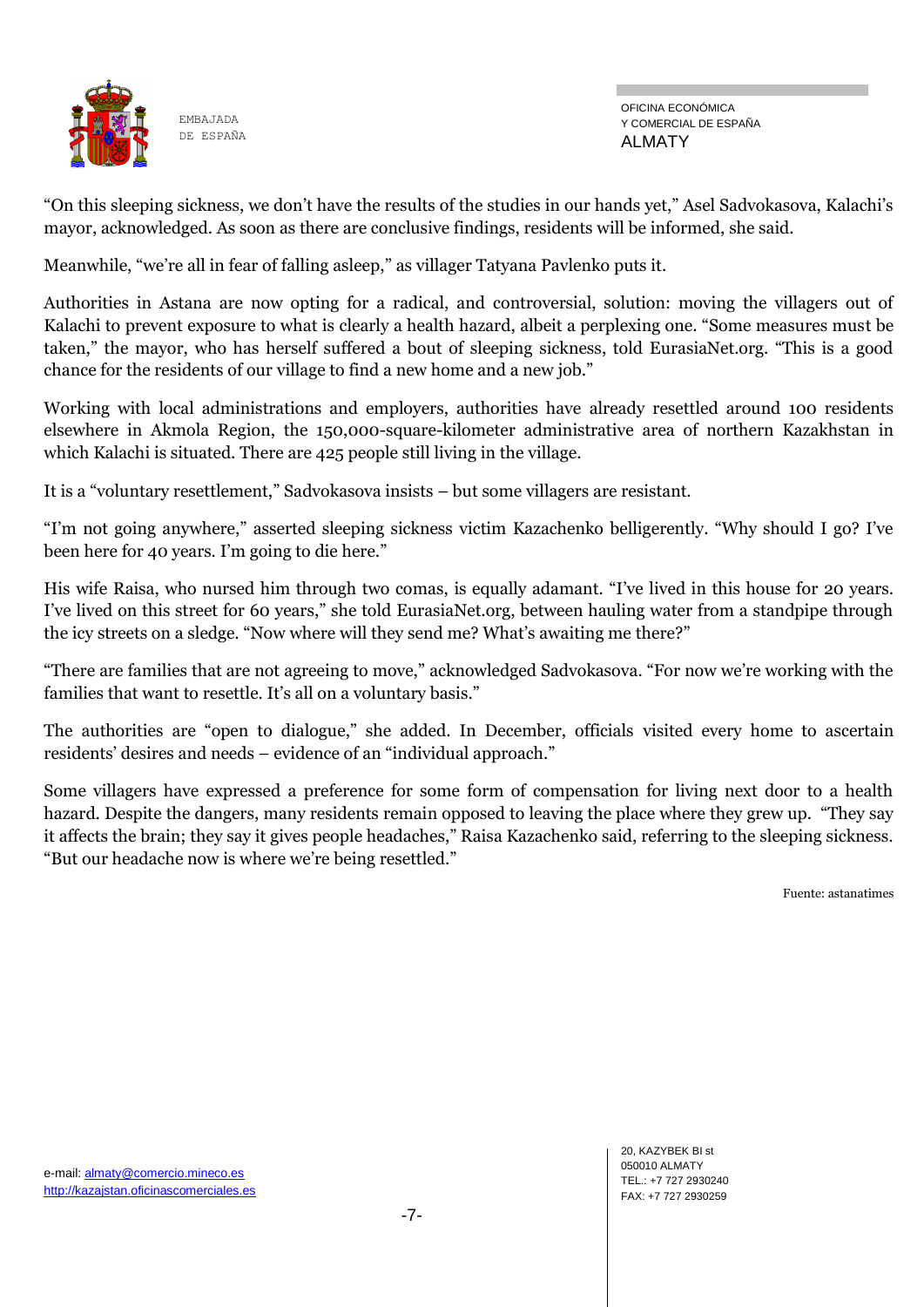"On this sleeping sickness, we don't have the results of the studies in our hands yet," Asel Sadvokasova, Kalachi's mayor, acknowledged. As soon as there are conclusive findings, residents will be informed, she said.

Meanwhile, "we're all in fear of falling asleep," as villager Tatyana Pavlenko puts it.

Authorities in Astana are now opting for a radical, and controversial, solution: moving the villagers out of Kalachi to prevent exposure to what is clearly a health hazard, albeit a perplexing one. "Some measures must be taken," the mayor, who has herself suffered a bout of sleeping sickness, told EurasiaNet.org. "This is a good chance for the residents of our village to find a new home and a new job."

Working with local administrations and employers, authorities have already resettled around 100 residents elsewhere in Akmola Region, the 150,000-square-kilometer administrative area of northern Kazakhstan in which Kalachi is situated. There are 425 people still living in the village.

It is a "voluntary resettlement," Sadvokasova insists – but some villagers are resistant.

"I'm not going anywhere," asserted sleeping sickness victim Kazachenko belligerently. "Why should I go? I've been here for 40 years. I'm going to die here."

His wife Raisa, who nursed him through two comas, is equally adamant. "I've lived in this house for 20 years. I've lived on this street for 60 years," she told EurasiaNet.org, between hauling water from a standpipe through the icy streets on a sledge. "Now where will they send me? What's awaiting me there?"

"There are families that are not agreeing to move," acknowledged Sadvokasova. "For now we're working with the families that want to resettle. It's all on a voluntary basis."

The authorities are "open to dialogue," she added. In December, officials visited every home to ascertain residents' desires and needs – evidence of an "individual approach."

Some villagers have expressed a preference for some form of compensation for living next door to a health hazard. Despite the dangers, many residents remain opposed to leaving the place where they grew up. "They say it affects the brain; they say it gives people headaches," Raisa Kazachenko said, referring to the sleeping sickness. "But our headache now is where we're being resettled."

Fuente: astanatimes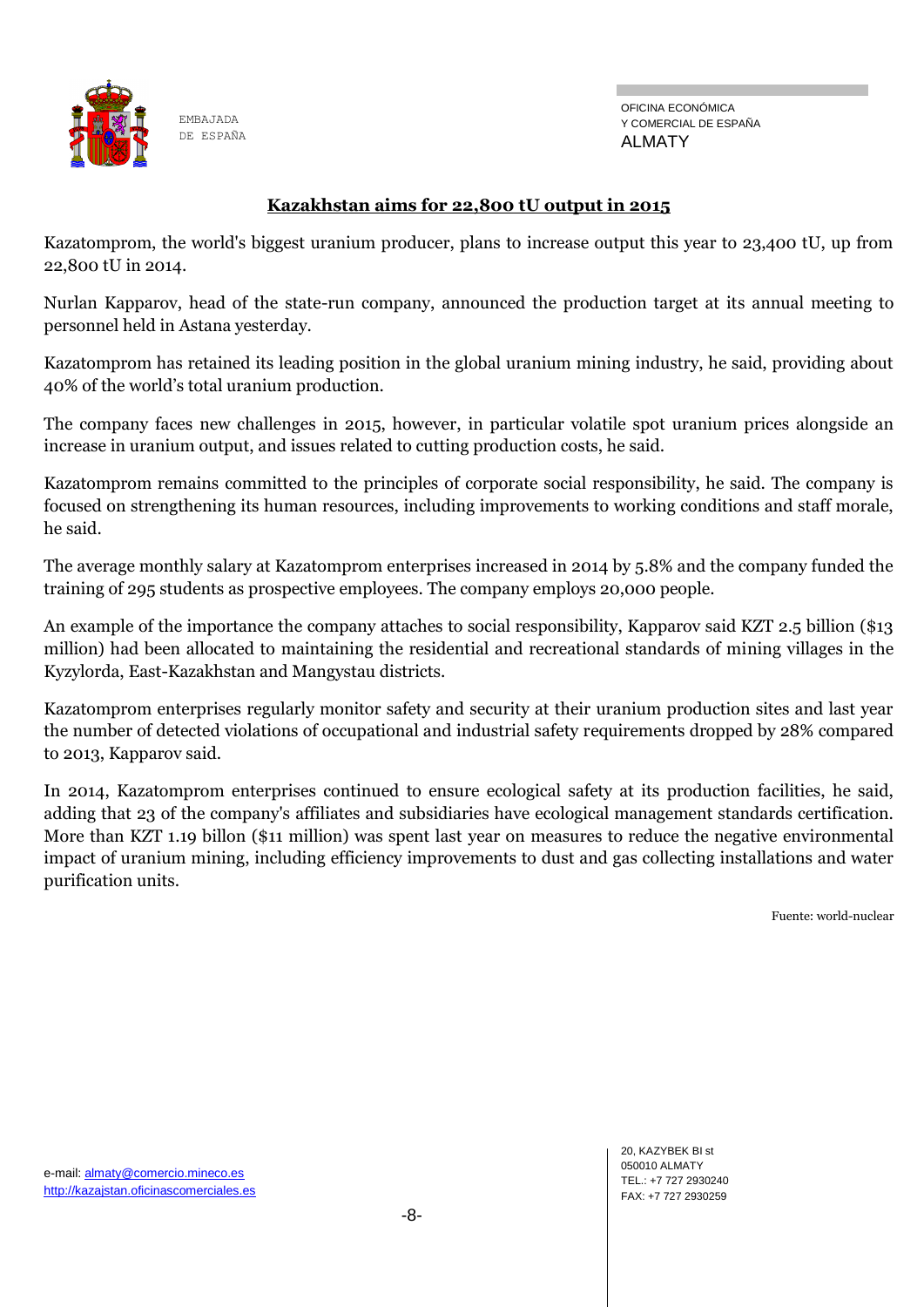## Kazakhstan aims for 22,800 tU output in 2015

Kazatomprom, the world's biggest uranium producer, plans to increase output this year to 23,400 tU, up from 22,800 tU in 2014.

Nurlan Kapparov, head of the state-run company, announced the production target at its annual meeting to personnel held in Astana yesterday.

Kazatomprom has retained its leading position in the global uranium mining industry, he said, providing about 40% of the world's total uranium production.

The company faces new challenges in 2015, however, in particular volatile spot uranium prices alongside an increase in uranium output, and issues related to cutting production costs, he said.

Kazatomprom remains committed to the principles of corporate social responsibility, he said. The company is focused on strengthening its human resources, including improvements to working conditions and staff morale, he said.

The average monthly salary at Kazatomprom enterprises increased in 2014 by 5.8% and the company funded the training of 295 students as prospective employees. The company employs 20,000 people.

An example of the importance the company attaches to social responsibility, Kapparov said KZT 2.5 billion ($13 million) had been allocated to maintaining the residential and recreational standards of mining villages in the Kyzylorda, East-Kazakhstan and Mangystau districts.

Kazatomprom enterprises regularly monitor safety and security at their uranium production sites and last year the number of detected violations of occupational and industrial safety requirements dropped by 28% compared to 2013, Kapparov said.

In 2014, Kazatomprom enterprises continued to ensure ecological safety at its production facilities, he said, adding that 23 of the company's affiliates and subsidiaries have ecological management standards certification. More than KZT 1.19 billon ($11 million) was spent last year on measures to reduce the negative environmental impact of uranium mining, including efficiency improvements to dust and gas collecting installations and water purification units.

Fuente: world-nuclear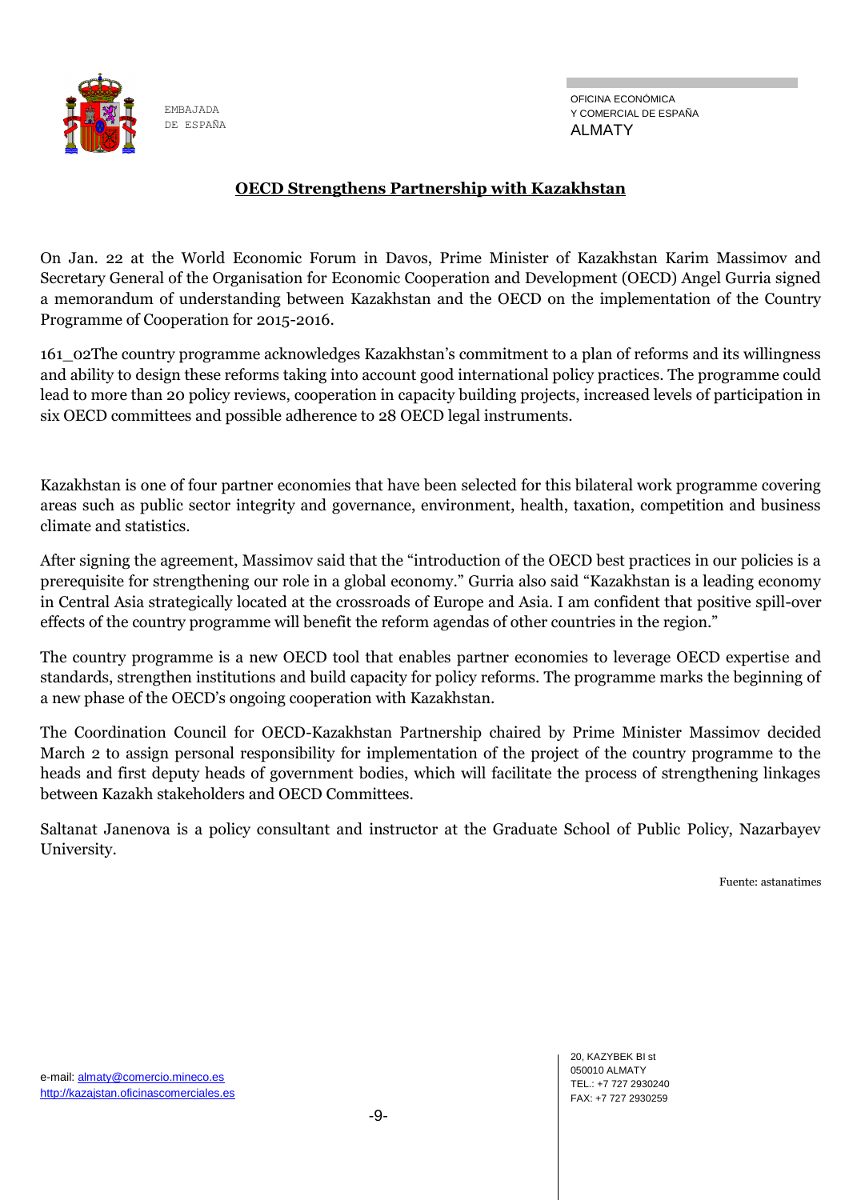## OECD Strengthens Partnership with Kazakhstan

On Jan. 22 at the World Economic Forum in Davos, Prime Minister of Kazakhstan Karim Massimov and Secretary General of the Organisation for Economic Cooperation and Development (OECD) Angel Gurria signed a memorandum of understanding between Kazakhstan and the OECD on the implementation of the Country Programme of Cooperation for 2015-2016.

161_02The country programme acknowledges Kazakhstan's commitment to a plan of reforms and its willingness and ability to design these reforms taking into account good international policy practices. The programme could lead to more than 20 policy reviews, cooperation in capacity building projects, increased levels of participation in six OECD committees and possible adherence to 28 OECD legal instruments.

Kazakhstan is one of four partner economies that have been selected for this bilateral work programme covering areas such as public sector integrity and governance, environment, health, taxation, competition and business climate and statistics.

After signing the agreement, Massimov said that the "introduction of the OECD best practices in our policies is a prerequisite for strengthening our role in a global economy." Gurria also said "Kazakhstan is a leading economy in Central Asia strategically located at the crossroads of Europe and Asia. I am confident that positive spill-over effects of the country programme will benefit the reform agendas of other countries in the region."

The country programme is a new OECD tool that enables partner economies to leverage OECD expertise and standards, strengthen institutions and build capacity for policy reforms. The programme marks the beginning of a new phase of the OECD's ongoing cooperation with Kazakhstan.

The Coordination Council for OECD-Kazakhstan Partnership chaired by Prime Minister Massimov decided March 2 to assign personal responsibility for implementation of the project of the country programme to the heads and first deputy heads of government bodies, which will facilitate the process of strengthening linkages between Kazakh stakeholders and OECD Committees.

Saltanat Janenova is a policy consultant and instructor at the Graduate School of Public Policy, Nazarbayev University.

Fuente: astanatimes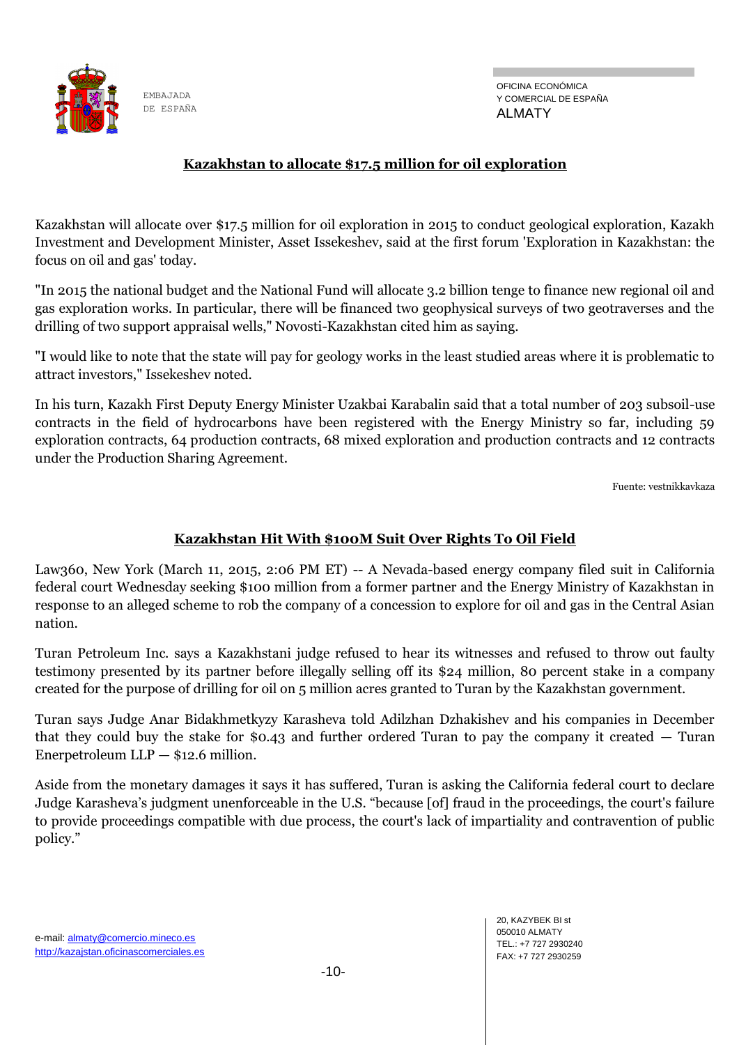## Kazakhstan to allocate $17.5 million for oil exploration

Kazakhstan will allocate over $17.5 million for oil exploration in 2015 to conduct geological exploration, Kazakh Investment and Development Minister, Asset Issekeshev, said at the first forum 'Exploration in Kazakhstan: the focus on oil and gas' today.

"In 2015 the national budget and the National Fund will allocate 3.2 billion tenge to finance new regional oil and gas exploration works. In particular, there will be financed two geophysical surveys of two geotraverses and the drilling of two support appraisal wells," Novosti-Kazakhstan cited him as saying.

"I would like to note that the state will pay for geology works in the least studied areas where it is problematic to attract investors," Issekeshev noted.

In his turn, Kazakh First Deputy Energy Minister Uzakbai Karabalin said that a total number of 203 subsoil-use contracts in the field of hydrocarbons have been registered with the Energy Ministry so far, including 59 exploration contracts, 64 production contracts, 68 mixed exploration and production contracts and 12 contracts under the Production Sharing Agreement.

Fuente: vestnikkavkaza

## Kazakhstan Hit With $100M Suit Over Rights To Oil Field

Law360, New York (March 11, 2015, 2:06 PM ET) -- A Nevada-based energy company filed suit in California federal court Wednesday seeking $100 million from a former partner and the Energy Ministry of Kazakhstan in response to an alleged scheme to rob the company of a concession to explore for oil and gas in the Central Asian nation.

Turan Petroleum Inc. says a Kazakhstani judge refused to hear its witnesses and refused to throw out faulty testimony presented by its partner before illegally selling off its $24 million, 80 percent stake in a company created for the purpose of drilling for oil on 5 million acres granted to Turan by the Kazakhstan government.

Turan says Judge Anar Bidakhmetkyzy Karasheva told Adilzhan Dzhakishev and his companies in December that they could buy the stake for $0.43 and further ordered Turan to pay the company it created — Turan Enerpetroleum LLP — $12.6 million.

Aside from the monetary damages it says it has suffered, Turan is asking the California federal court to declare Judge Karasheva's judgment unenforceable in the U.S. "because [of] fraud in the proceedings, the court's failure to provide proceedings compatible with due process, the court's lack of impartiality and contravention of public policy."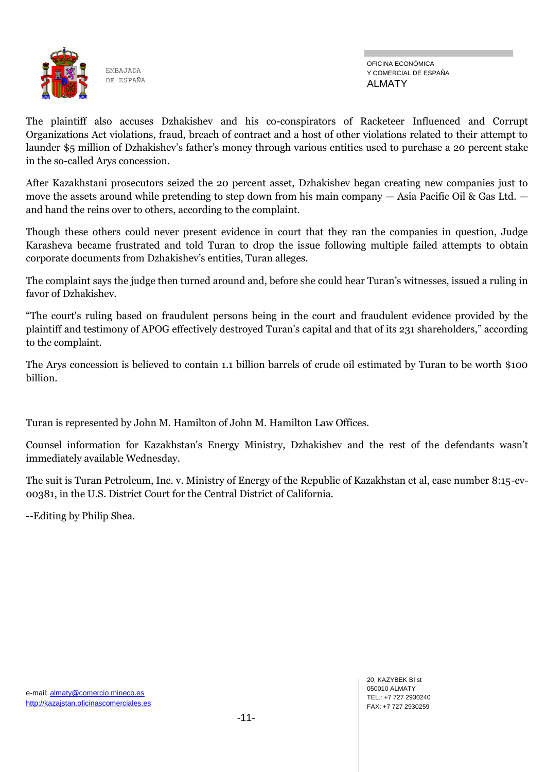The plaintiff also accuses Dzhakishev and his co-conspirators of Racketeer Influenced and Corrupt Organizations Act violations, fraud, breach of contract and a host of other violations related to their attempt to launder $5 million of Dzhakishev's father's money through various entities used to purchase a 20 percent stake in the so-called Arys concession.

After Kazakhstani prosecutors seized the 20 percent asset, Dzhakishev began creating new companies just to move the assets around while pretending to step down from his main company — Asia Pacific Oil & Gas Ltd. — and hand the reins over to others, according to the complaint.

Though these others could never present evidence in court that they ran the companies in question, Judge Karasheva became frustrated and told Turan to drop the issue following multiple failed attempts to obtain corporate documents from Dzhakishev's entities, Turan alleges.

The complaint says the judge then turned around and, before she could hear Turan's witnesses, issued a ruling in favor of Dzhakishev.

"The court's ruling based on fraudulent persons being in the court and fraudulent evidence provided by the plaintiff and testimony of APOG effectively destroyed Turan's capital and that of its 231 shareholders," according to the complaint.

The Arys concession is believed to contain 1.1 billion barrels of crude oil estimated by Turan to be worth $100 billion.

Turan is represented by John M. Hamilton of John M. Hamilton Law Offices.

Counsel information for Kazakhstan's Energy Ministry, Dzhakishev and the rest of the defendants wasn't immediately available Wednesday.

The suit is Turan Petroleum, Inc. v. Ministry of Energy of the Republic of Kazakhstan et al, case number 8:15-cv-00381, in the U.S. District Court for the Central District of California.

--Editing by Philip Shea.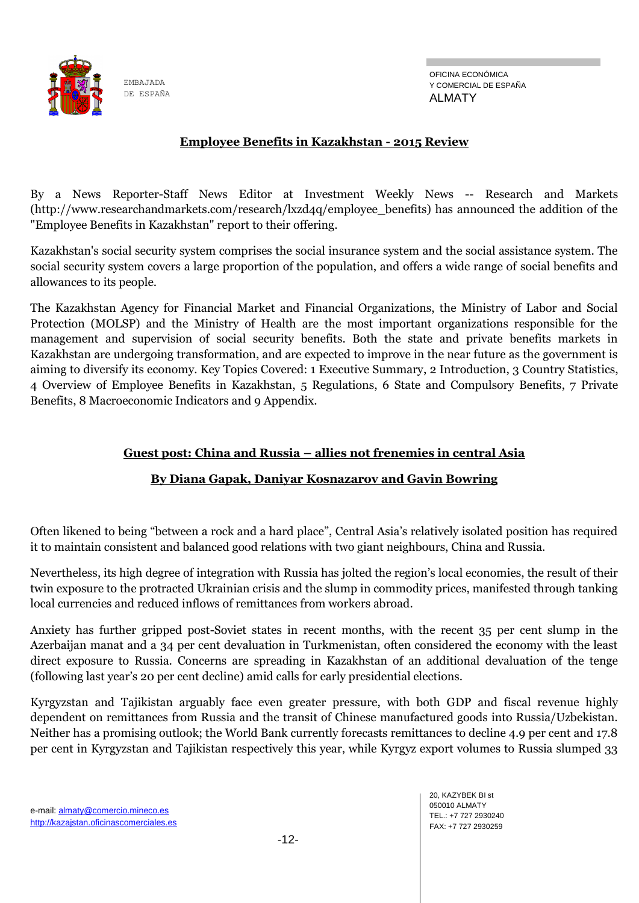## Employee Benefits in Kazakhstan - 2015 Review

By a News Reporter-Staff News Editor at Investment Weekly News -- Research and Markets (http://www.researchandmarkets.com/research/lxzd4q/employee_benefits) has announced the addition of the "Employee Benefits in Kazakhstan" report to their offering.

Kazakhstan's social security system comprises the social insurance system and the social assistance system. The social security system covers a large proportion of the population, and offers a wide range of social benefits and allowances to its people.

The Kazakhstan Agency for Financial Market and Financial Organizations, the Ministry of Labor and Social Protection (MOLSP) and the Ministry of Health are the most important organizations responsible for the management and supervision of social security benefits. Both the state and private benefits markets in Kazakhstan are undergoing transformation, and are expected to improve in the near future as the government is aiming to diversify its economy. Key Topics Covered: 1 Executive Summary, 2 Introduction, 3 Country Statistics, 4 Overview of Employee Benefits in Kazakhstan, 5 Regulations, 6 State and Compulsory Benefits, 7 Private Benefits, 8 Macroeconomic Indicators and 9 Appendix.

## Guest post: China and Russia – allies not frenemies in central Asia

**By Diana Gapak, Daniyar Kosnazarov and Gavin Bowring**

Often likened to being “between a rock and a hard place”, Central Asia’s relatively isolated position has required it to maintain consistent and balanced good relations with two giant neighbours, China and Russia.

Nevertheless, its high degree of integration with Russia has jolted the region’s local economies, the result of their twin exposure to the protracted Ukrainian crisis and the slump in commodity prices, manifested through tanking local currencies and reduced inflows of remittances from workers abroad.

Anxiety has further gripped post-Soviet states in recent months, with the recent 35 per cent slump in the Azerbaijan manat and a 34 per cent devaluation in Turkmenistan, often considered the economy with the least direct exposure to Russia. Concerns are spreading in Kazakhstan of an additional devaluation of the tenge (following last year’s 20 per cent decline) amid calls for early presidential elections.

Kyrgyzstan and Tajikistan arguably face even greater pressure, with both GDP and fiscal revenue highly dependent on remittances from Russia and the transit of Chinese manufactured goods into Russia/Uzbekistan. Neither has a promising outlook; the World Bank currently forecasts remittances to decline 4.9 per cent and 17.8 per cent in Kyrgyzstan and Tajikistan respectively this year, while Kyrgyz export volumes to Russia slumped 33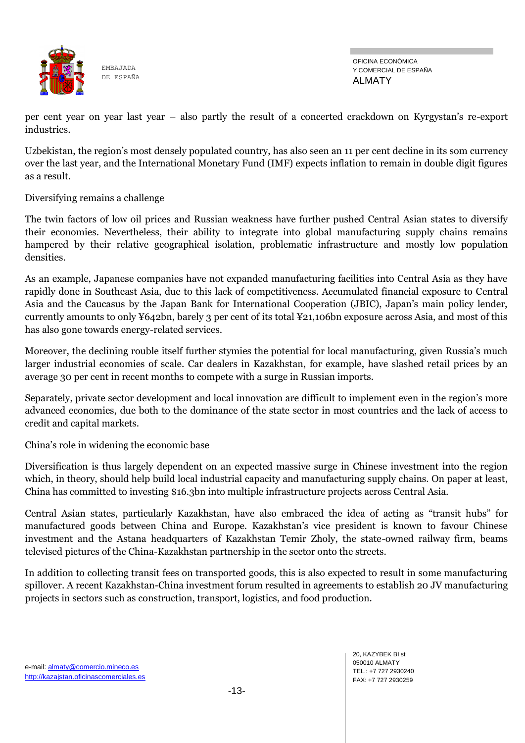per cent year on year last year – also partly the result of a concerted crackdown on Kyrgystan's re-export industries.

Uzbekistan, the region's most densely populated country, has also seen an 11 per cent decline in its som currency over the last year, and the International Monetary Fund (IMF) expects inflation to remain in double digit figures as a result.

## Diversifying remains a challenge

The twin factors of low oil prices and Russian weakness have further pushed Central Asian states to diversify their economies. Nevertheless, their ability to integrate into global manufacturing supply chains remains hampered by their relative geographical isolation, problematic infrastructure and mostly low population densities.

As an example, Japanese companies have not expanded manufacturing facilities into Central Asia as they have rapidly done in Southeast Asia, due to this lack of competitiveness. Accumulated financial exposure to Central Asia and the Caucasus by the Japan Bank for International Cooperation (JBIC), Japan's main policy lender, currently amounts to only ¥642bn, barely 3 per cent of its total ¥21,106bn exposure across Asia, and most of this has also gone towards energy-related services.

Moreover, the declining rouble itself further stymies the potential for local manufacturing, given Russia's much larger industrial economies of scale. Car dealers in Kazakhstan, for example, have slashed retail prices by an average 30 per cent in recent months to compete with a surge in Russian imports.

Separately, private sector development and local innovation are difficult to implement even in the region's more advanced economies, due both to the dominance of the state sector in most countries and the lack of access to credit and capital markets.

## China's role in widening the economic base

Diversification is thus largely dependent on an expected massive surge in Chinese investment into the region which, in theory, should help build local industrial capacity and manufacturing supply chains. On paper at least, China has committed to investing $16.3bn into multiple infrastructure projects across Central Asia.

Central Asian states, particularly Kazakhstan, have also embraced the idea of acting as "transit hubs" for manufactured goods between China and Europe. Kazakhstan's vice president is known to favour Chinese investment and the Astana headquarters of Kazakhstan Temir Zholy, the state-owned railway firm, beams televised pictures of the China-Kazakhstan partnership in the sector onto the streets.

In addition to collecting transit fees on transported goods, this is also expected to result in some manufacturing spillover. A recent Kazakhstan-China investment forum resulted in agreements to establish 20 JV manufacturing projects in sectors such as construction, transport, logistics, and food production.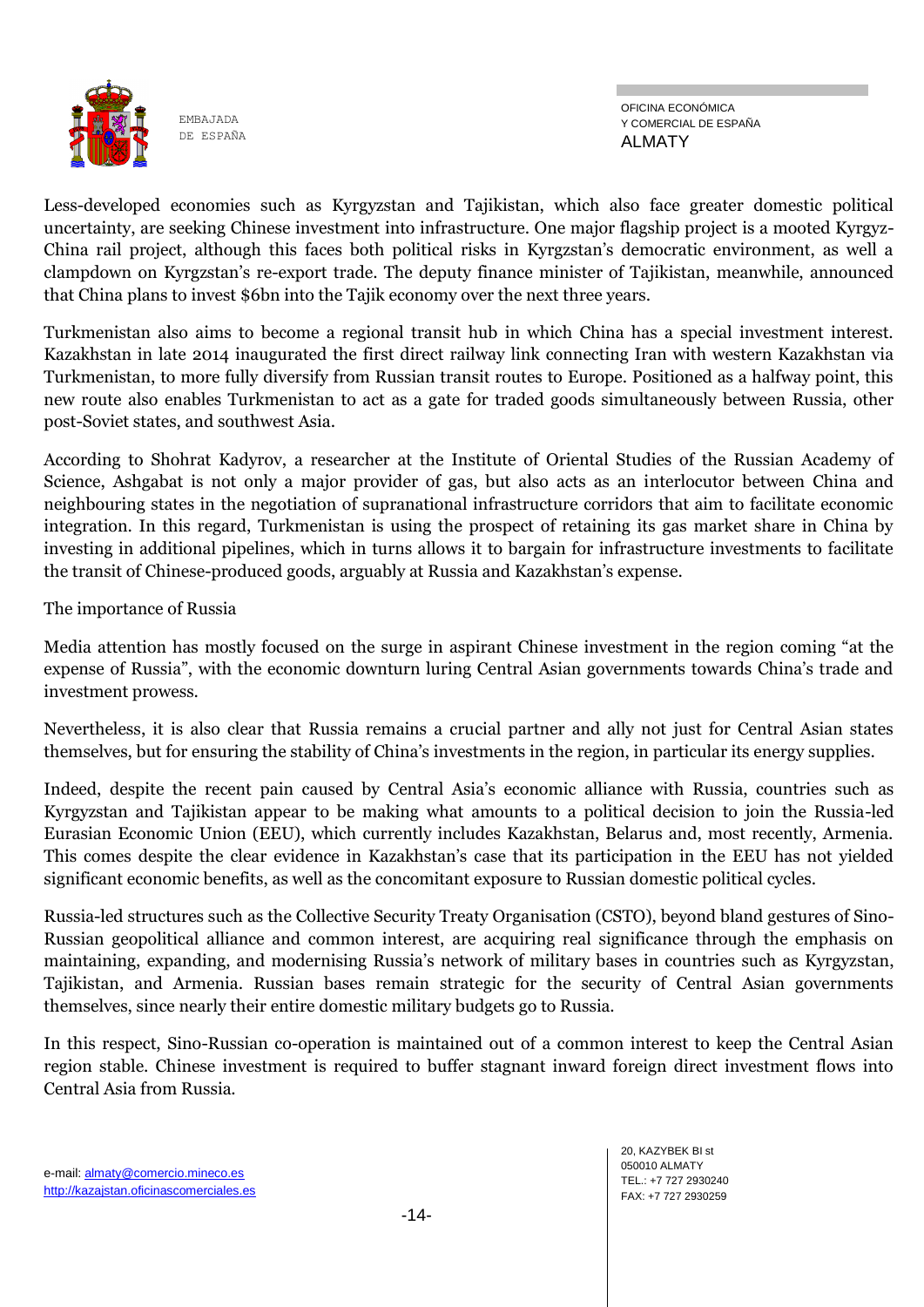Less-developed economies such as Kyrgyzstan and Tajikistan, which also face greater domestic political uncertainty, are seeking Chinese investment into infrastructure. One major flagship project is a mooted Kyrgyz-China rail project, although this faces both political risks in Kyrgzstan's democratic environment, as well a clampdown on Kyrgzstan's re-export trade. The deputy finance minister of Tajikistan, meanwhile, announced that China plans to invest $6bn into the Tajik economy over the next three years.

Turkmenistan also aims to become a regional transit hub in which China has a special investment interest. Kazakhstan in late 2014 inaugurated the first direct railway link connecting Iran with western Kazakhstan via Turkmenistan, to more fully diversify from Russian transit routes to Europe. Positioned as a halfway point, this new route also enables Turkmenistan to act as a gate for traded goods simultaneously between Russia, other post-Soviet states, and southwest Asia.

According to Shohrat Kadyrov, a researcher at the Institute of Oriental Studies of the Russian Academy of Science, Ashgabat is not only a major provider of gas, but also acts as an interlocutor between China and neighbouring states in the negotiation of supranational infrastructure corridors that aim to facilitate economic integration. In this regard, Turkmenistan is using the prospect of retaining its gas market share in China by investing in additional pipelines, which in turns allows it to bargain for infrastructure investments to facilitate the transit of Chinese-produced goods, arguably at Russia and Kazakhstan's expense.

The importance of Russia

Media attention has mostly focused on the surge in aspirant Chinese investment in the region coming "at the expense of Russia", with the economic downturn luring Central Asian governments towards China's trade and investment prowess.

Nevertheless, it is also clear that Russia remains a crucial partner and ally not just for Central Asian states themselves, but for ensuring the stability of China's investments in the region, in particular its energy supplies.

Indeed, despite the recent pain caused by Central Asia's economic alliance with Russia, countries such as Kyrgyzstan and Tajikistan appear to be making what amounts to a political decision to join the Russia-led Eurasian Economic Union (EEU), which currently includes Kazakhstan, Belarus and, most recently, Armenia. This comes despite the clear evidence in Kazakhstan's case that its participation in the EEU has not yielded significant economic benefits, as well as the concomitant exposure to Russian domestic political cycles.

Russia-led structures such as the Collective Security Treaty Organisation (CSTO), beyond bland gestures of Sino-Russian geopolitical alliance and common interest, are acquiring real significance through the emphasis on maintaining, expanding, and modernising Russia's network of military bases in countries such as Kyrgyzstan, Tajikistan, and Armenia. Russian bases remain strategic for the security of Central Asian governments themselves, since nearly their entire domestic military budgets go to Russia.

In this respect, Sino-Russian co-operation is maintained out of a common interest to keep the Central Asian region stable. Chinese investment is required to buffer stagnant inward foreign direct investment flows into Central Asia from Russia.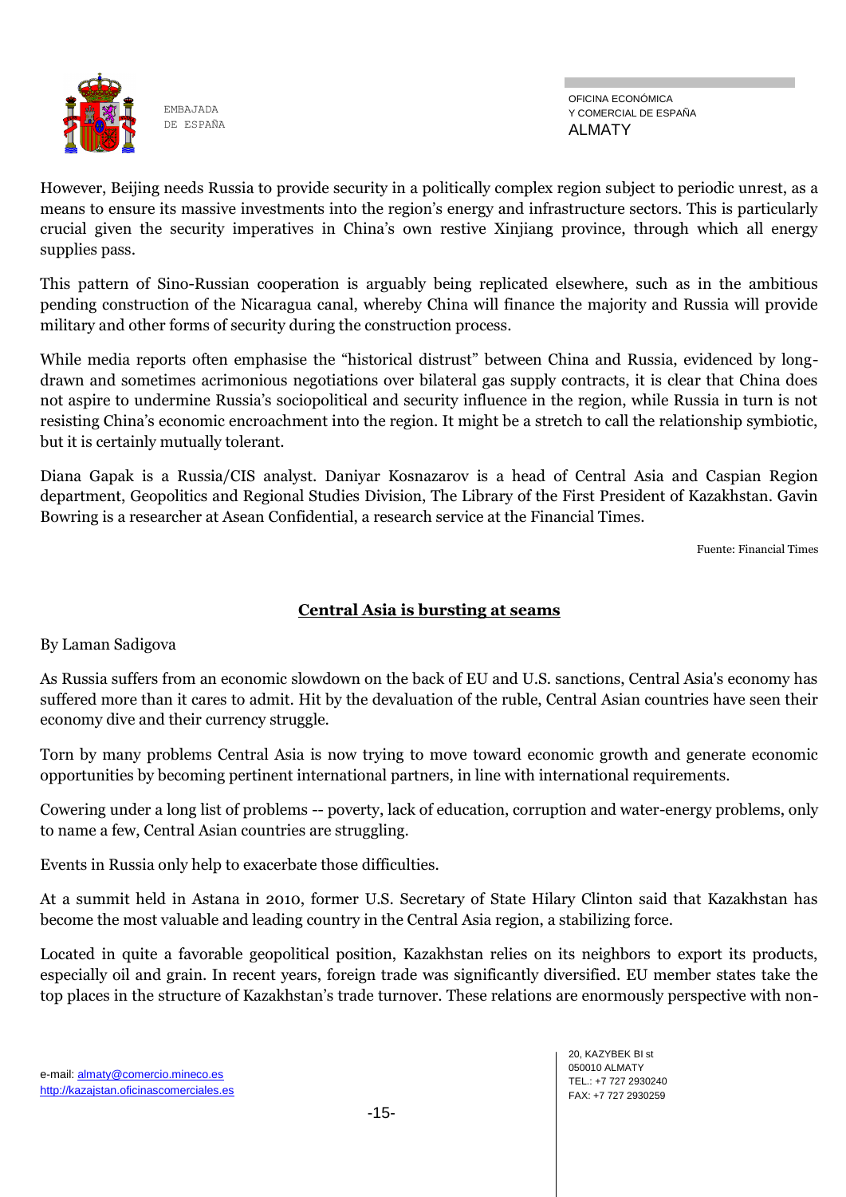However, Beijing needs Russia to provide security in a politically complex region subject to periodic unrest, as a means to ensure its massive investments into the region's energy and infrastructure sectors. This is particularly crucial given the security imperatives in China's own restive Xinjiang province, through which all energy supplies pass.

This pattern of Sino-Russian cooperation is arguably being replicated elsewhere, such as in the ambitious pending construction of the Nicaragua canal, whereby China will finance the majority and Russia will provide military and other forms of security during the construction process.

While media reports often emphasise the "historical distrust" between China and Russia, evidenced by long-drawn and sometimes acrimonious negotiations over bilateral gas supply contracts, it is clear that China does not aspire to undermine Russia's sociopolitical and security influence in the region, while Russia in turn is not resisting China's economic encroachment into the region. It might be a stretch to call the relationship symbiotic, but it is certainly mutually tolerant.

Diana Gapak is a Russia/CIS analyst. Daniyar Kosnazarov is a head of Central Asia and Caspian Region department, Geopolitics and Regional Studies Division, The Library of the First President of Kazakhstan. Gavin Bowring is a researcher at Asean Confidential, a research service at the Financial Times.

Fuente: Financial Times

## Central Asia is bursting at seams

By Laman Sadigova

As Russia suffers from an economic slowdown on the back of EU and U.S. sanctions, Central Asia's economy has suffered more than it cares to admit. Hit by the devaluation of the ruble, Central Asian countries have seen their economy dive and their currency struggle.

Torn by many problems Central Asia is now trying to move toward economic growth and generate economic opportunities by becoming pertinent international partners, in line with international requirements.

Cowering under a long list of problems -- poverty, lack of education, corruption and water-energy problems, only to name a few, Central Asian countries are struggling.

Events in Russia only help to exacerbate those difficulties.

At a summit held in Astana in 2010, former U.S. Secretary of State Hilary Clinton said that Kazakhstan has become the most valuable and leading country in the Central Asia region, a stabilizing force.

Located in quite a favorable geopolitical position, Kazakhstan relies on its neighbors to export its products, especially oil and grain. In recent years, foreign trade was significantly diversified. EU member states take the top places in the structure of Kazakhstan's trade turnover. These relations are enormously perspective with non-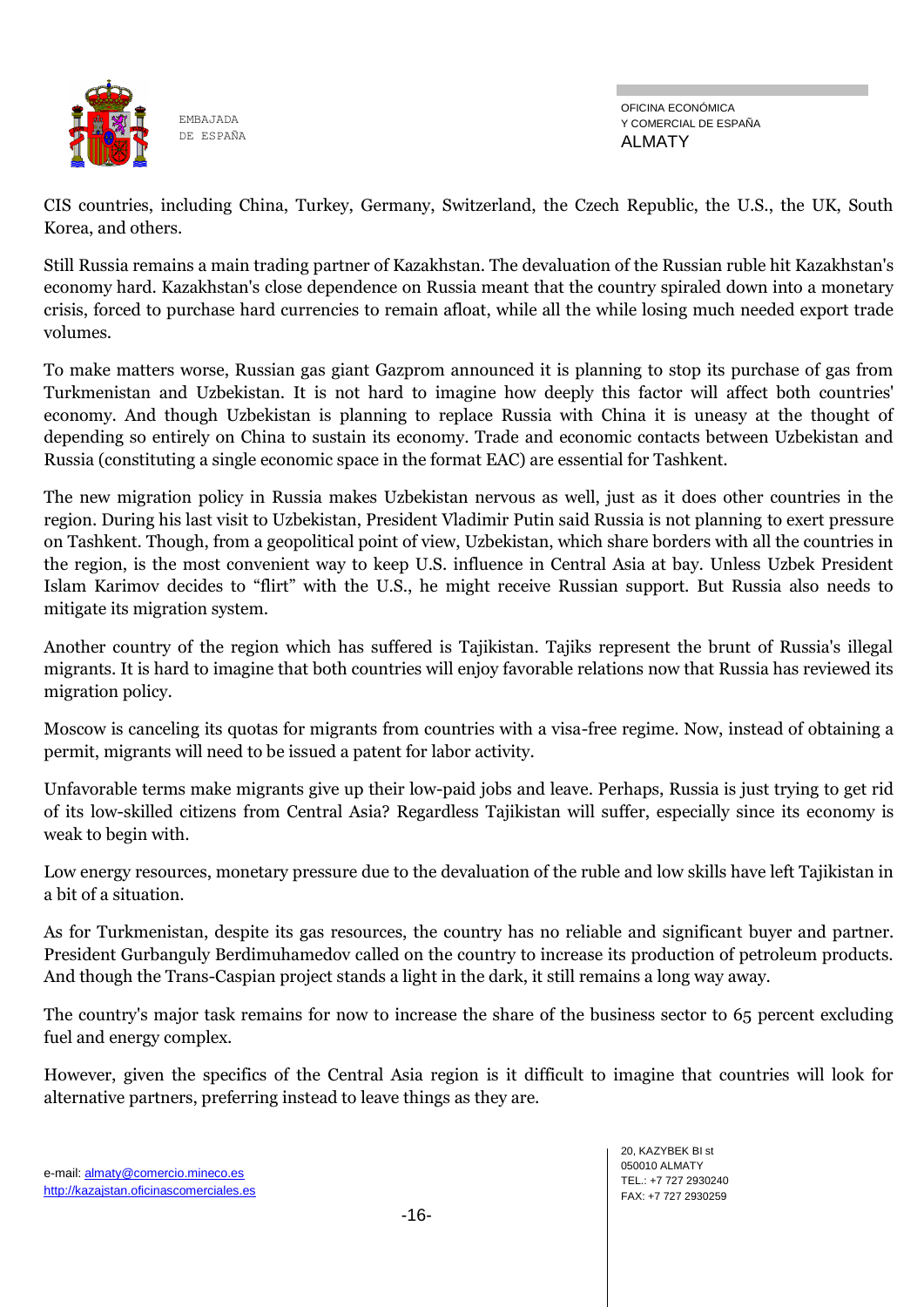CIS countries, including China, Turkey, Germany, Switzerland, the Czech Republic, the U.S., the UK, South Korea, and others.

Still Russia remains a main trading partner of Kazakhstan. The devaluation of the Russian ruble hit Kazakhstan's economy hard. Kazakhstan's close dependence on Russia meant that the country spiraled down into a monetary crisis, forced to purchase hard currencies to remain afloat, while all the while losing much needed export trade volumes.

To make matters worse, Russian gas giant Gazprom announced it is planning to stop its purchase of gas from Turkmenistan and Uzbekistan. It is not hard to imagine how deeply this factor will affect both countries' economy. And though Uzbekistan is planning to replace Russia with China it is uneasy at the thought of depending so entirely on China to sustain its economy. Trade and economic contacts between Uzbekistan and Russia (constituting a single economic space in the format EAC) are essential for Tashkent.

The new migration policy in Russia makes Uzbekistan nervous as well, just as it does other countries in the region. During his last visit to Uzbekistan, President Vladimir Putin said Russia is not planning to exert pressure on Tashkent. Though, from a geopolitical point of view, Uzbekistan, which share borders with all the countries in the region, is the most convenient way to keep U.S. influence in Central Asia at bay. Unless Uzbek President Islam Karimov decides to "flirt" with the U.S., he might receive Russian support. But Russia also needs to mitigate its migration system.

Another country of the region which has suffered is Tajikistan. Tajiks represent the brunt of Russia's illegal migrants. It is hard to imagine that both countries will enjoy favorable relations now that Russia has reviewed its migration policy.

Moscow is canceling its quotas for migrants from countries with a visa-free regime. Now, instead of obtaining a permit, migrants will need to be issued a patent for labor activity.

Unfavorable terms make migrants give up their low-paid jobs and leave. Perhaps, Russia is just trying to get rid of its low-skilled citizens from Central Asia? Regardless Tajikistan will suffer, especially since its economy is weak to begin with.

Low energy resources, monetary pressure due to the devaluation of the ruble and low skills have left Tajikistan in a bit of a situation.

As for Turkmenistan, despite its gas resources, the country has no reliable and significant buyer and partner. President Gurbanguly Berdimuhamedov called on the country to increase its production of petroleum products. And though the Trans-Caspian project stands a light in the dark, it still remains a long way away.

The country's major task remains for now to increase the share of the business sector to 65 percent excluding fuel and energy complex.

However, given the specifics of the Central Asia region is it difficult to imagine that countries will look for alternative partners, preferring instead to leave things as they are.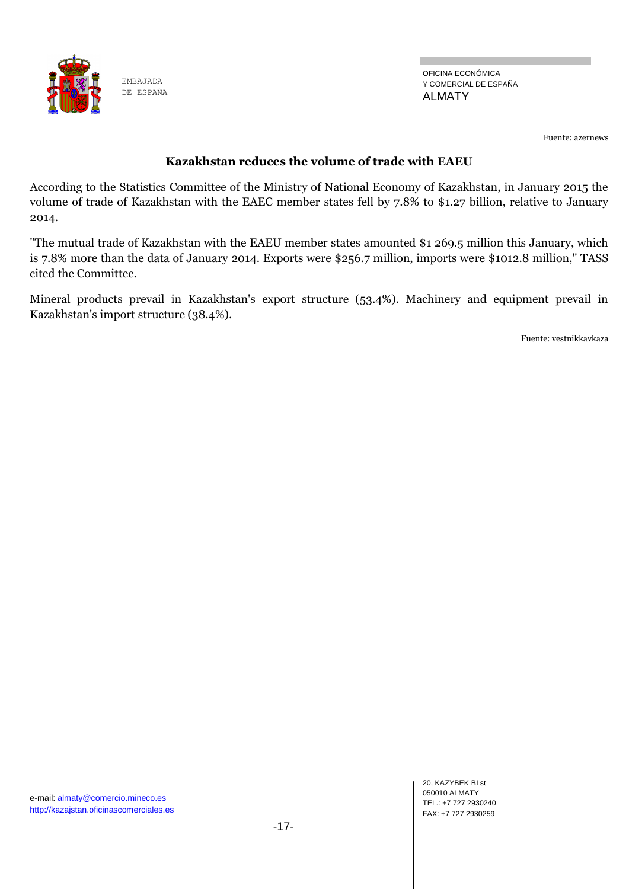Fuente: azernews

## Kazakhstan reduces the volume of trade with EAEU

According to the Statistics Committee of the Ministry of National Economy of Kazakhstan, in January 2015 the volume of trade of Kazakhstan with the EAEC member states fell by 7.8% to $1.27 billion, relative to January 2014.

"The mutual trade of Kazakhstan with the EAEU member states amounted $1 269.5 million this January, which is 7.8% more than the data of January 2014. Exports were $256.7 million, imports were $1012.8 million," TASS cited the Committee.

Mineral products prevail in Kazakhstan's export structure (53.4%). Machinery and equipment prevail in Kazakhstan's import structure (38.4%).

Fuente: vestnikkavkaza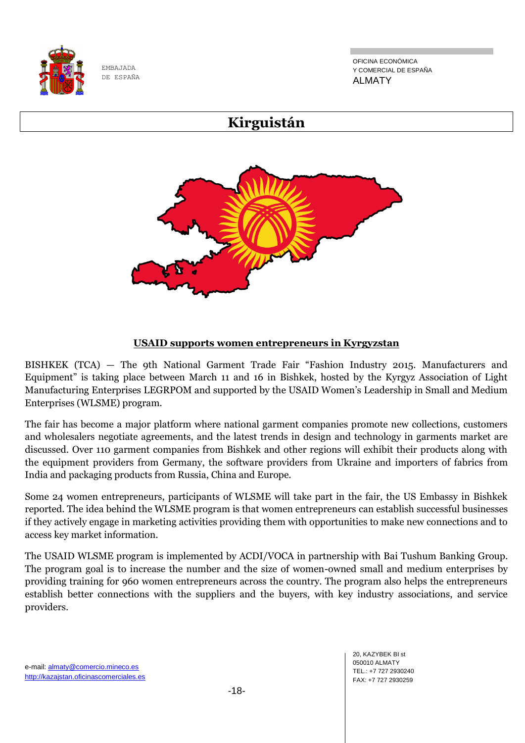# Kirguistán

## USAID supports women entrepreneurs in Kyrgyzstan

BISHKEK (TCA) — The 9th National Garment Trade Fair "Fashion Industry 2015. Manufacturers and Equipment" is taking place between March 11 and 16 in Bishkek, hosted by the Kyrgyz Association of Light Manufacturing Enterprises LEGRPOM and supported by the USAID Women's Leadership in Small and Medium Enterprises (WLSME) program.

The fair has become a major platform where national garment companies promote new collections, customers and wholesalers negotiate agreements, and the latest trends in design and technology in garments market are discussed. Over 110 garment companies from Bishkek and other regions will exhibit their products along with the equipment providers from Germany, the software providers from Ukraine and importers of fabrics from India and packaging products from Russia, China and Europe.

Some 24 women entrepreneurs, participants of WLSME will take part in the fair, the US Embassy in Bishkek reported. The idea behind the WLSME program is that women entrepreneurs can establish successful businesses if they actively engage in marketing activities providing them with opportunities to make new connections and to access key market information.

The USAID WLSME program is implemented by ACDI/VOCA in partnership with Bai Tushum Banking Group. The program goal is to increase the number and the size of women-owned small and medium enterprises by providing training for 960 women entrepreneurs across the country. The program also helps the entrepreneurs establish better connections with the suppliers and the buyers, with key industry associations, and service providers.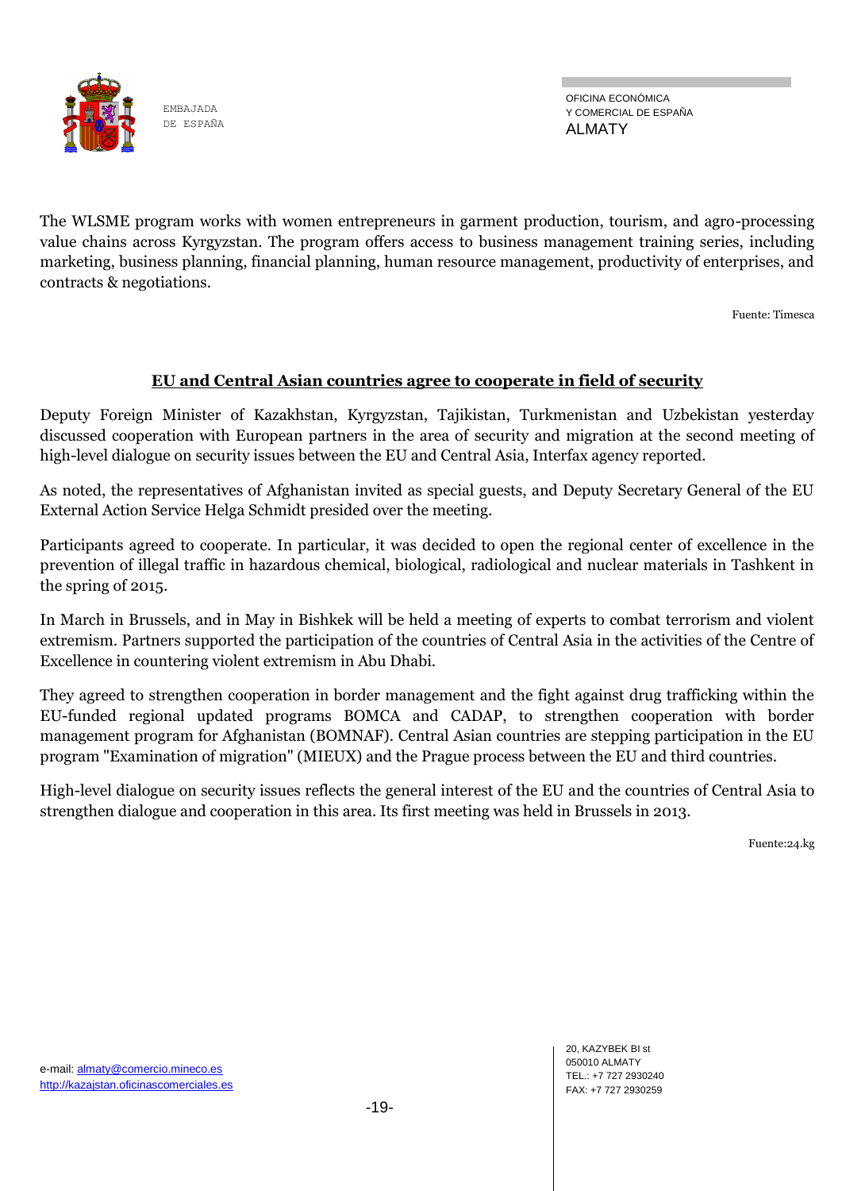The WLSME program works with women entrepreneurs in garment production, tourism, and agro-processing value chains across Kyrgyzstan. The program offers access to business management training series, including marketing, business planning, financial planning, human resource management, productivity of enterprises, and contracts & negotiations.

Fuente: Timesca

## EU and Central Asian countries agree to cooperate in field of security

Deputy Foreign Minister of Kazakhstan, Kyrgyzstan, Tajikistan, Turkmenistan and Uzbekistan yesterday discussed cooperation with European partners in the area of security and migration at the second meeting of high-level dialogue on security issues between the EU and Central Asia, Interfax agency reported.

As noted, the representatives of Afghanistan invited as special guests, and Deputy Secretary General of the EU External Action Service Helga Schmidt presided over the meeting.

Participants agreed to cooperate. In particular, it was decided to open the regional center of excellence in the prevention of illegal traffic in hazardous chemical, biological, radiological and nuclear materials in Tashkent in the spring of 2015.

In March in Brussels, and in May in Bishkek will be held a meeting of experts to combat terrorism and violent extremism. Partners supported the participation of the countries of Central Asia in the activities of the Centre of Excellence in countering violent extremism in Abu Dhabi.

They agreed to strengthen cooperation in border management and the fight against drug trafficking within the EU-funded regional updated programs BOMCA and CADAP, to strengthen cooperation with border management program for Afghanistan (BOMNAF). Central Asian countries are stepping participation in the EU program "Examination of migration" (MIEUX) and the Prague process between the EU and third countries.

High-level dialogue on security issues reflects the general interest of the EU and the countries of Central Asia to strengthen dialogue and cooperation in this area. Its first meeting was held in Brussels in 2013.

Fuente:24.kg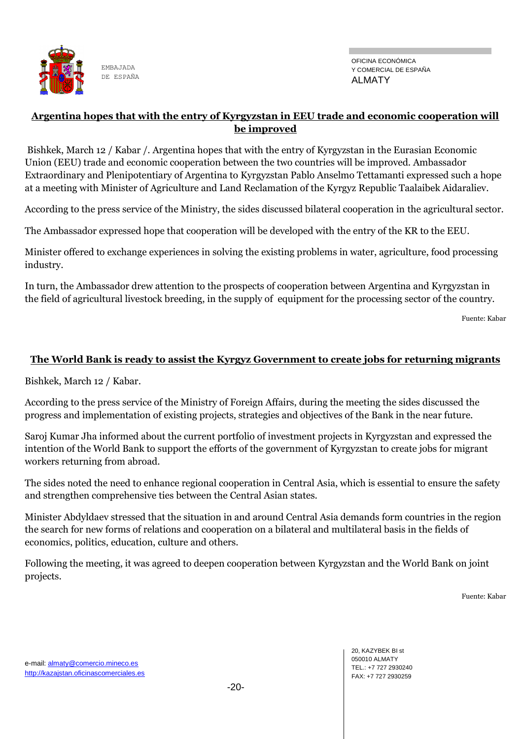## Argentina hopes that with the entry of Kyrgyzstan in EEU trade and economic cooperation will be improved

Bishkek, March 12 / Kabar /. Argentina hopes that with the entry of Kyrgyzstan in the Eurasian Economic Union (EEU) trade and economic cooperation between the two countries will be improved. Ambassador Extraordinary and Plenipotentiary of Argentina to Kyrgyzstan Pablo Anselmo Tettamanti expressed such a hope at a meeting with Minister of Agriculture and Land Reclamation of the Kyrgyz Republic Taalaibek Aidaraliev.

According to the press service of the Ministry, the sides discussed bilateral cooperation in the agricultural sector.

The Ambassador expressed hope that cooperation will be developed with the entry of the KR to the EEU.

Minister offered to exchange experiences in solving the existing problems in water, agriculture, food processing industry.

In turn, the Ambassador drew attention to the prospects of cooperation between Argentina and Kyrgyzstan in the field of agricultural livestock breeding, in the supply of equipment for the processing sector of the country.

Fuente: Kabar

## The World Bank is ready to assist the Kyrgyz Government to create jobs for returning migrants

Bishkek, March 12 / Kabar.

According to the press service of the Ministry of Foreign Affairs, during the meeting the sides discussed the progress and implementation of existing projects, strategies and objectives of the Bank in the near future.

Saroj Kumar Jha informed about the current portfolio of investment projects in Kyrgyzstan and expressed the intention of the World Bank to support the efforts of the government of Kyrgyzstan to create jobs for migrant workers returning from abroad.

The sides noted the need to enhance regional cooperation in Central Asia, which is essential to ensure the safety and strengthen comprehensive ties between the Central Asian states.

Minister Abdyldaev stressed that the situation in and around Central Asia demands form countries in the region the search for new forms of relations and cooperation on a bilateral and multilateral basis in the fields of economics, politics, education, culture and others.

Following the meeting, it was agreed to deepen cooperation between Kyrgyzstan and the World Bank on joint projects.

Fuente: Kabar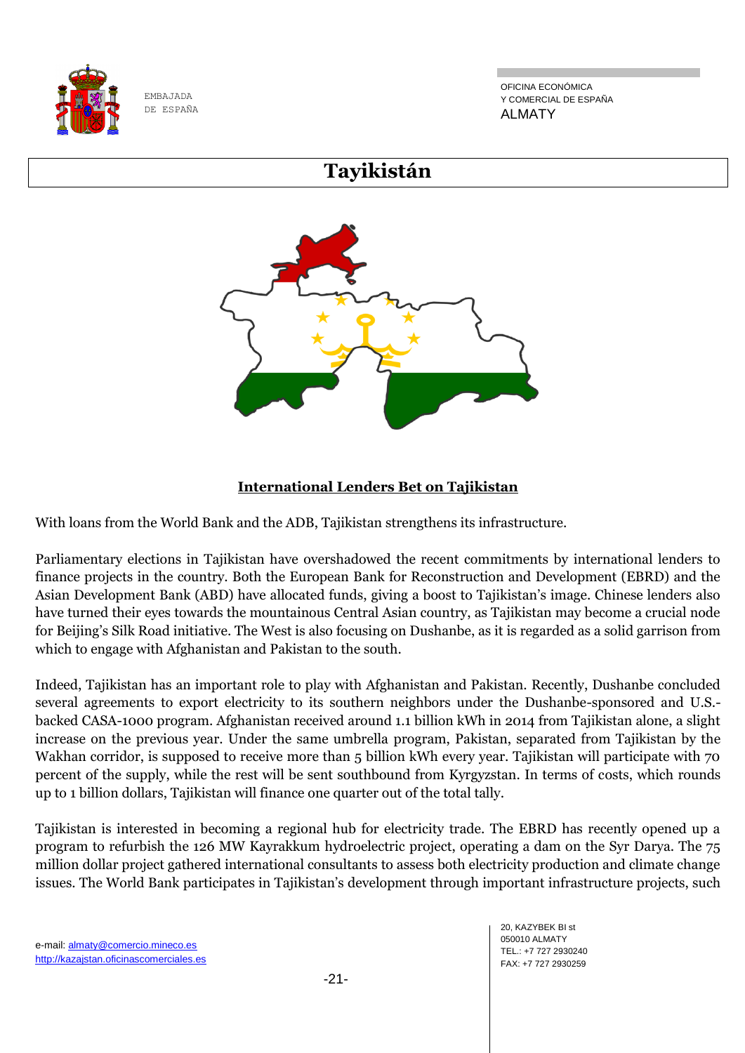# Tayikistán

## International Lenders Bet on Tajikistan

With loans from the World Bank and the ADB, Tajikistan strengthens its infrastructure.

Parliamentary elections in Tajikistan have overshadowed the recent commitments by international lenders to finance projects in the country. Both the European Bank for Reconstruction and Development (EBRD) and the Asian Development Bank (ABD) have allocated funds, giving a boost to Tajikistan's image. Chinese lenders also have turned their eyes towards the mountainous Central Asian country, as Tajikistan may become a crucial node for Beijing's Silk Road initiative. The West is also focusing on Dushanbe, as it is regarded as a solid garrison from which to engage with Afghanistan and Pakistan to the south.

Indeed, Tajikistan has an important role to play with Afghanistan and Pakistan. Recently, Dushanbe concluded several agreements to export electricity to its southern neighbors under the Dushanbe-sponsored and U.S.-backed CASA-1000 program. Afghanistan received around 1.1 billion kWh in 2014 from Tajikistan alone, a slight increase on the previous year. Under the same umbrella program, Pakistan, separated from Tajikistan by the Wakhan corridor, is supposed to receive more than 5 billion kWh every year. Tajikistan will participate with 70 percent of the supply, while the rest will be sent southbound from Kyrgyzstan. In terms of costs, which rounds up to 1 billion dollars, Tajikistan will finance one quarter out of the total tally.

Tajikistan is interested in becoming a regional hub for electricity trade. The EBRD has recently opened up a program to refurbish the 126 MW Kayrakkum hydroelectric project, operating a dam on the Syr Darya. The 75 million dollar project gathered international consultants to assess both electricity production and climate change issues. The World Bank participates in Tajikistan's development through important infrastructure projects, such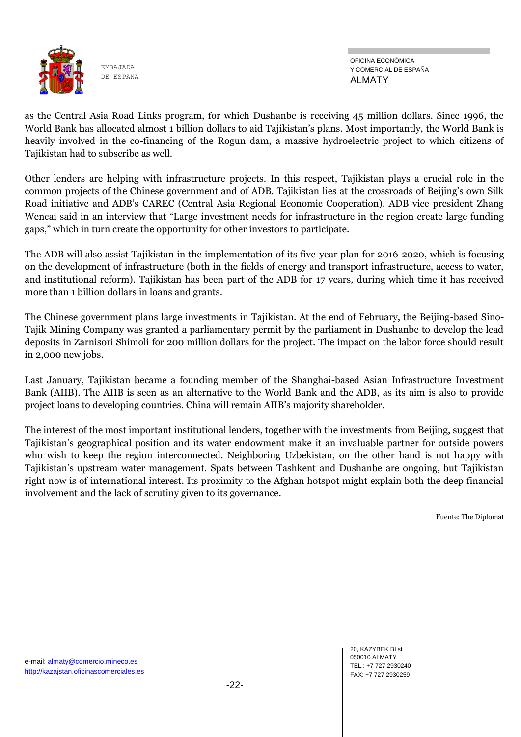as the Central Asia Road Links program, for which Dushanbe is receiving 45 million dollars. Since 1996, the World Bank has allocated almost 1 billion dollars to aid Tajikistan's plans. Most importantly, the World Bank is heavily involved in the co-financing of the Rogun dam, a massive hydroelectric project to which citizens of Tajikistan had to subscribe as well.

Other lenders are helping with infrastructure projects. In this respect, Tajikistan plays a crucial role in the common projects of the Chinese government and of ADB. Tajikistan lies at the crossroads of Beijing's own Silk Road initiative and ADB's CAREC (Central Asia Regional Economic Cooperation). ADB vice president Zhang Wencai said in an interview that "Large investment needs for infrastructure in the region create large funding gaps," which in turn create the opportunity for other investors to participate.

The ADB will also assist Tajikistan in the implementation of its five-year plan for 2016-2020, which is focusing on the development of infrastructure (both in the fields of energy and transport infrastructure, access to water, and institutional reform). Tajikistan has been part of the ADB for 17 years, during which time it has received more than 1 billion dollars in loans and grants.

The Chinese government plans large investments in Tajikistan. At the end of February, the Beijing-based Sino-Tajik Mining Company was granted a parliamentary permit by the parliament in Dushanbe to develop the lead deposits in Zarnisori Shimoli for 200 million dollars for the project. The impact on the labor force should result in 2,000 new jobs.

Last January, Tajikistan became a founding member of the Shanghai-based Asian Infrastructure Investment Bank (AIIB). The AIIB is seen as an alternative to the World Bank and the ADB, as its aim is also to provide project loans to developing countries. China will remain AIIB's majority shareholder.

The interest of the most important institutional lenders, together with the investments from Beijing, suggest that Tajikistan's geographical position and its water endowment make it an invaluable partner for outside powers who wish to keep the region interconnected. Neighboring Uzbekistan, on the other hand is not happy with Tajikistan's upstream water management. Spats between Tashkent and Dushanbe are ongoing, but Tajikistan right now is of international interest. Its proximity to the Afghan hotspot might explain both the deep financial involvement and the lack of scrutiny given to its governance.

Fuente: The Diplomat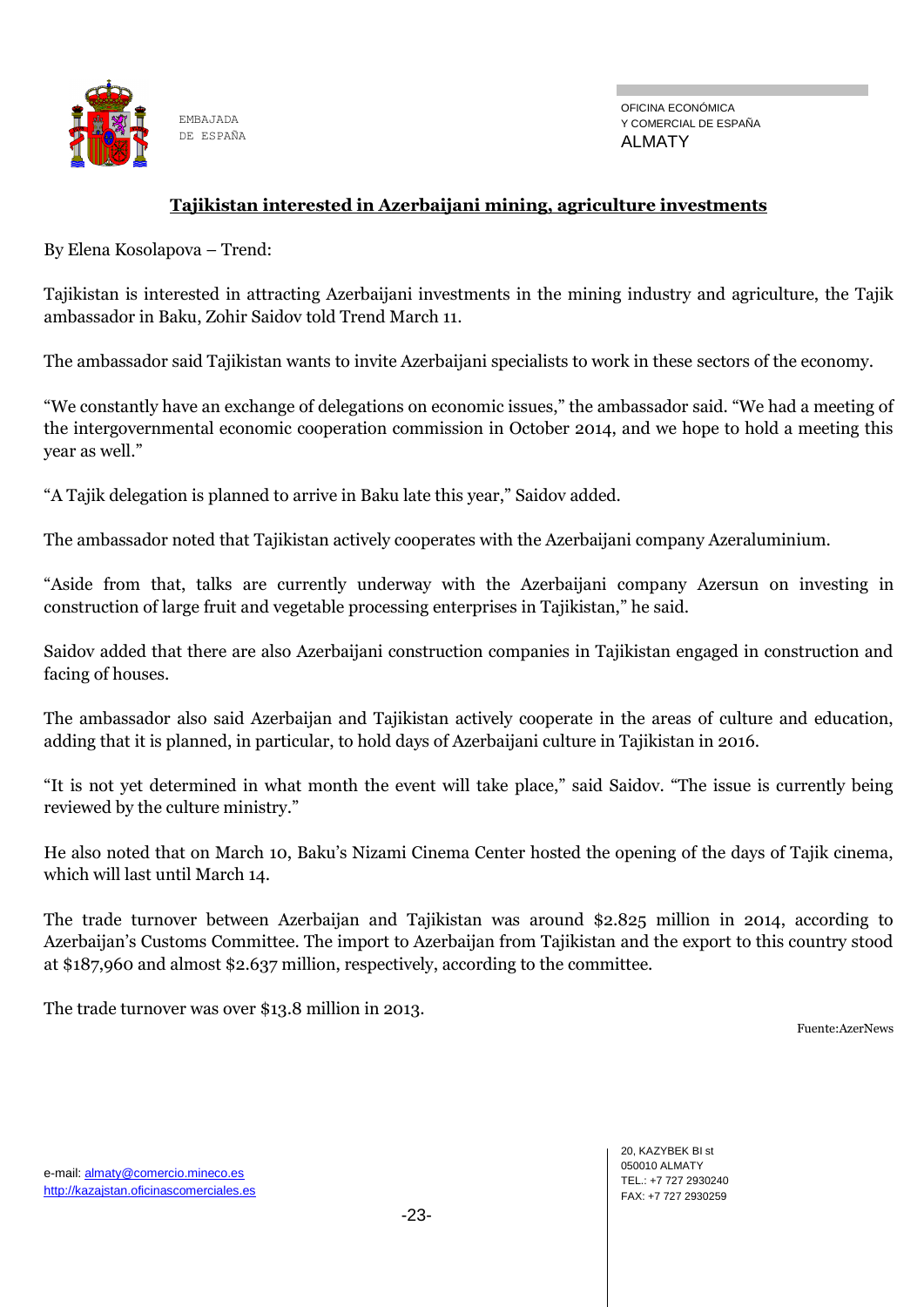## Tajikistan interested in Azerbaijani mining, agriculture investments

By Elena Kosolapova – Trend:

Tajikistan is interested in attracting Azerbaijani investments in the mining industry and agriculture, the Tajik ambassador in Baku, Zohir Saidov told Trend March 11.

The ambassador said Tajikistan wants to invite Azerbaijani specialists to work in these sectors of the economy.

"We constantly have an exchange of delegations on economic issues," the ambassador said. "We had a meeting of the intergovernmental economic cooperation commission in October 2014, and we hope to hold a meeting this year as well."

"A Tajik delegation is planned to arrive in Baku late this year," Saidov added.

The ambassador noted that Tajikistan actively cooperates with the Azerbaijani company Azeraluminium.

"Aside from that, talks are currently underway with the Azerbaijani company Azersun on investing in construction of large fruit and vegetable processing enterprises in Tajikistan," he said.

Saidov added that there are also Azerbaijani construction companies in Tajikistan engaged in construction and facing of houses.

The ambassador also said Azerbaijan and Tajikistan actively cooperate in the areas of culture and education, adding that it is planned, in particular, to hold days of Azerbaijani culture in Tajikistan in 2016.

"It is not yet determined in what month the event will take place," said Saidov. "The issue is currently being reviewed by the culture ministry."

He also noted that on March 10, Baku's Nizami Cinema Center hosted the opening of the days of Tajik cinema, which will last until March 14.

The trade turnover between Azerbaijan and Tajikistan was around $2.825 million in 2014, according to Azerbaijan's Customs Committee. The import to Azerbaijan from Tajikistan and the export to this country stood at $187,960 and almost $2.637 million, respectively, according to the committee.

The trade turnover was over $13.8 million in 2013.

Fuente:AzerNews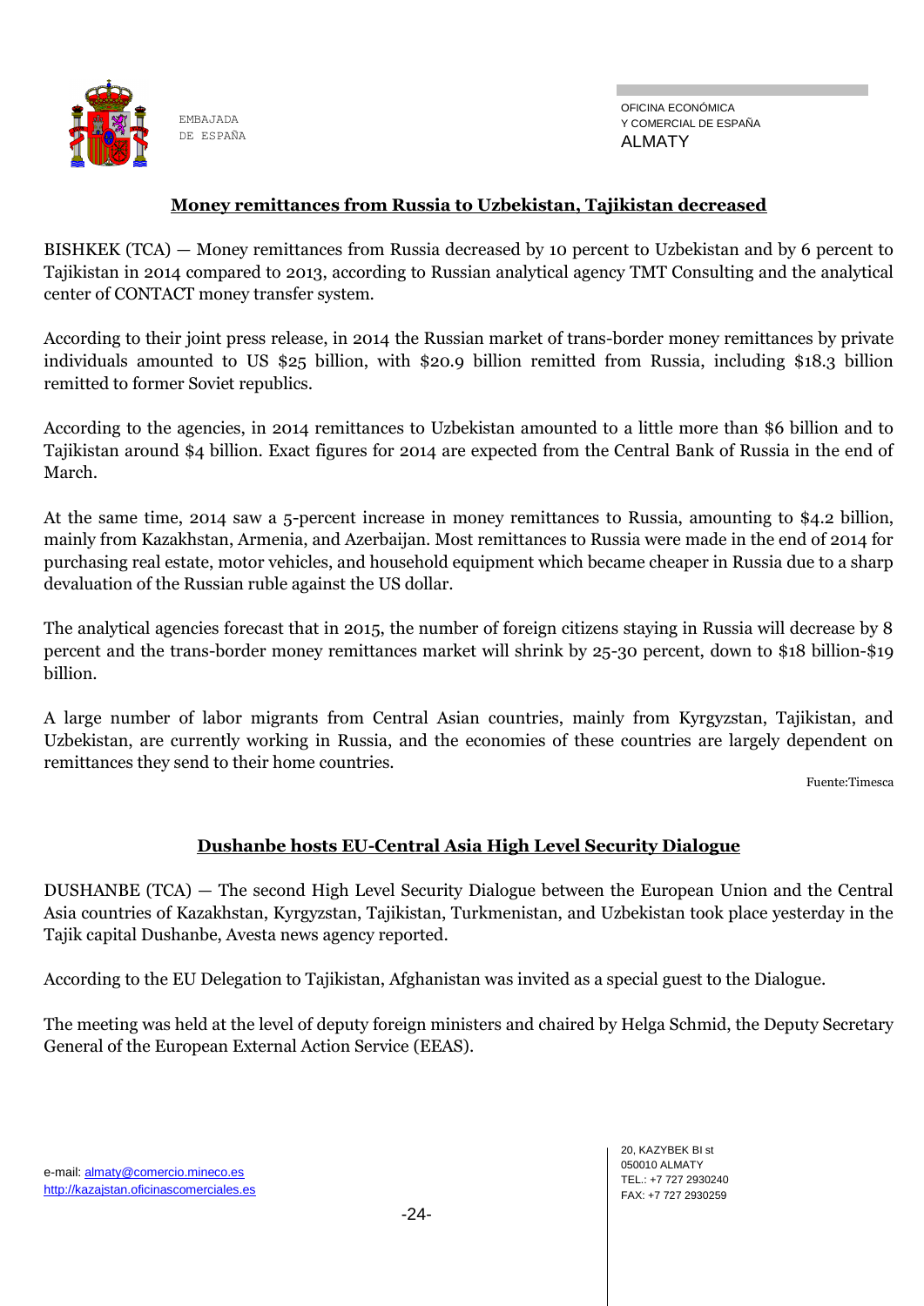## Money remittances from Russia to Uzbekistan, Tajikistan decreased

BISHKEK (TCA) — Money remittances from Russia decreased by 10 percent to Uzbekistan and by 6 percent to Tajikistan in 2014 compared to 2013, according to Russian analytical agency TMT Consulting and the analytical center of CONTACT money transfer system.

According to their joint press release, in 2014 the Russian market of trans-border money remittances by private individuals amounted to US $25 billion, with $20.9 billion remitted from Russia, including $18.3 billion remitted to former Soviet republics.

According to the agencies, in 2014 remittances to Uzbekistan amounted to a little more than $6 billion and to Tajikistan around $4 billion. Exact figures for 2014 are expected from the Central Bank of Russia in the end of March.

At the same time, 2014 saw a 5-percent increase in money remittances to Russia, amounting to $4.2 billion, mainly from Kazakhstan, Armenia, and Azerbaijan. Most remittances to Russia were made in the end of 2014 for purchasing real estate, motor vehicles, and household equipment which became cheaper in Russia due to a sharp devaluation of the Russian ruble against the US dollar.

The analytical agencies forecast that in 2015, the number of foreign citizens staying in Russia will decrease by 8 percent and the trans-border money remittances market will shrink by 25-30 percent, down to $18 billion-$19 billion.

A large number of labor migrants from Central Asian countries, mainly from Kyrgyzstan, Tajikistan, and Uzbekistan, are currently working in Russia, and the economies of these countries are largely dependent on remittances they send to their home countries.

Fuente:Timesca

## Dushanbe hosts EU-Central Asia High Level Security Dialogue

DUSHANBE (TCA) — The second High Level Security Dialogue between the European Union and the Central Asia countries of Kazakhstan, Kyrgyzstan, Tajikistan, Turkmenistan, and Uzbekistan took place yesterday in the Tajik capital Dushanbe, Avesta news agency reported.

According to the EU Delegation to Tajikistan, Afghanistan was invited as a special guest to the Dialogue.

The meeting was held at the level of deputy foreign ministers and chaired by Helga Schmid, the Deputy Secretary General of the European External Action Service (EEAS).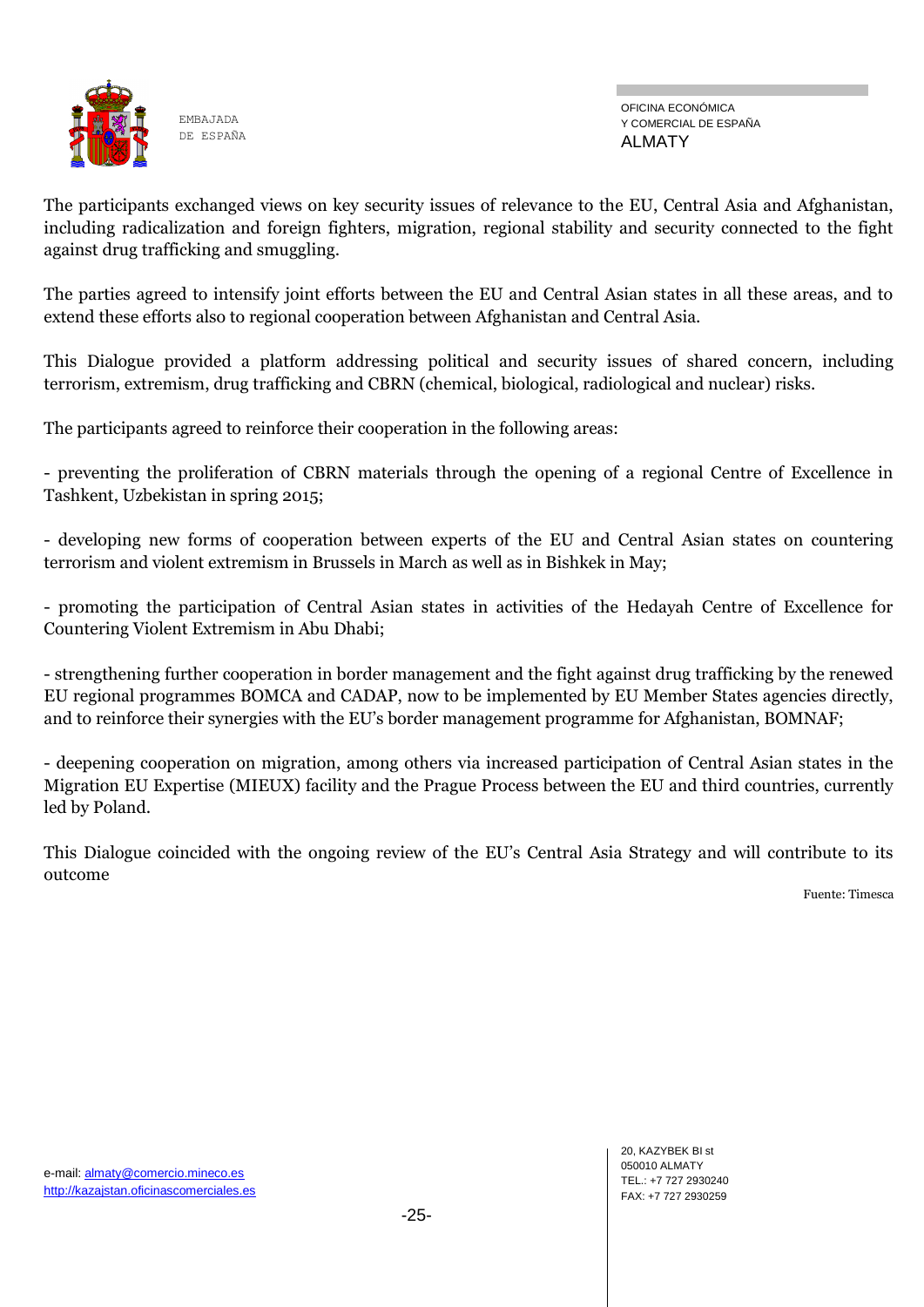The participants exchanged views on key security issues of relevance to the EU, Central Asia and Afghanistan, including radicalization and foreign fighters, migration, regional stability and security connected to the fight against drug trafficking and smuggling.

The parties agreed to intensify joint efforts between the EU and Central Asian states in all these areas, and to extend these efforts also to regional cooperation between Afghanistan and Central Asia.

This Dialogue provided a platform addressing political and security issues of shared concern, including terrorism, extremism, drug trafficking and CBRN (chemical, biological, radiological and nuclear) risks.

The participants agreed to reinforce their cooperation in the following areas:

- preventing the proliferation of CBRN materials through the opening of a regional Centre of Excellence in Tashkent, Uzbekistan in spring 2015;

- developing new forms of cooperation between experts of the EU and Central Asian states on countering terrorism and violent extremism in Brussels in March as well as in Bishkek in May;

- promoting the participation of Central Asian states in activities of the Hedayah Centre of Excellence for Countering Violent Extremism in Abu Dhabi;

- strengthening further cooperation in border management and the fight against drug trafficking by the renewed EU regional programmes BOMCA and CADAP, now to be implemented by EU Member States agencies directly, and to reinforce their synergies with the EU's border management programme for Afghanistan, BOMNAF;

- deepening cooperation on migration, among others via increased participation of Central Asian states in the Migration EU Expertise (MIEUX) facility and the Prague Process between the EU and third countries, currently led by Poland.

This Dialogue coincided with the ongoing review of the EU's Central Asia Strategy and will contribute to its outcome

Fuente: Timesca